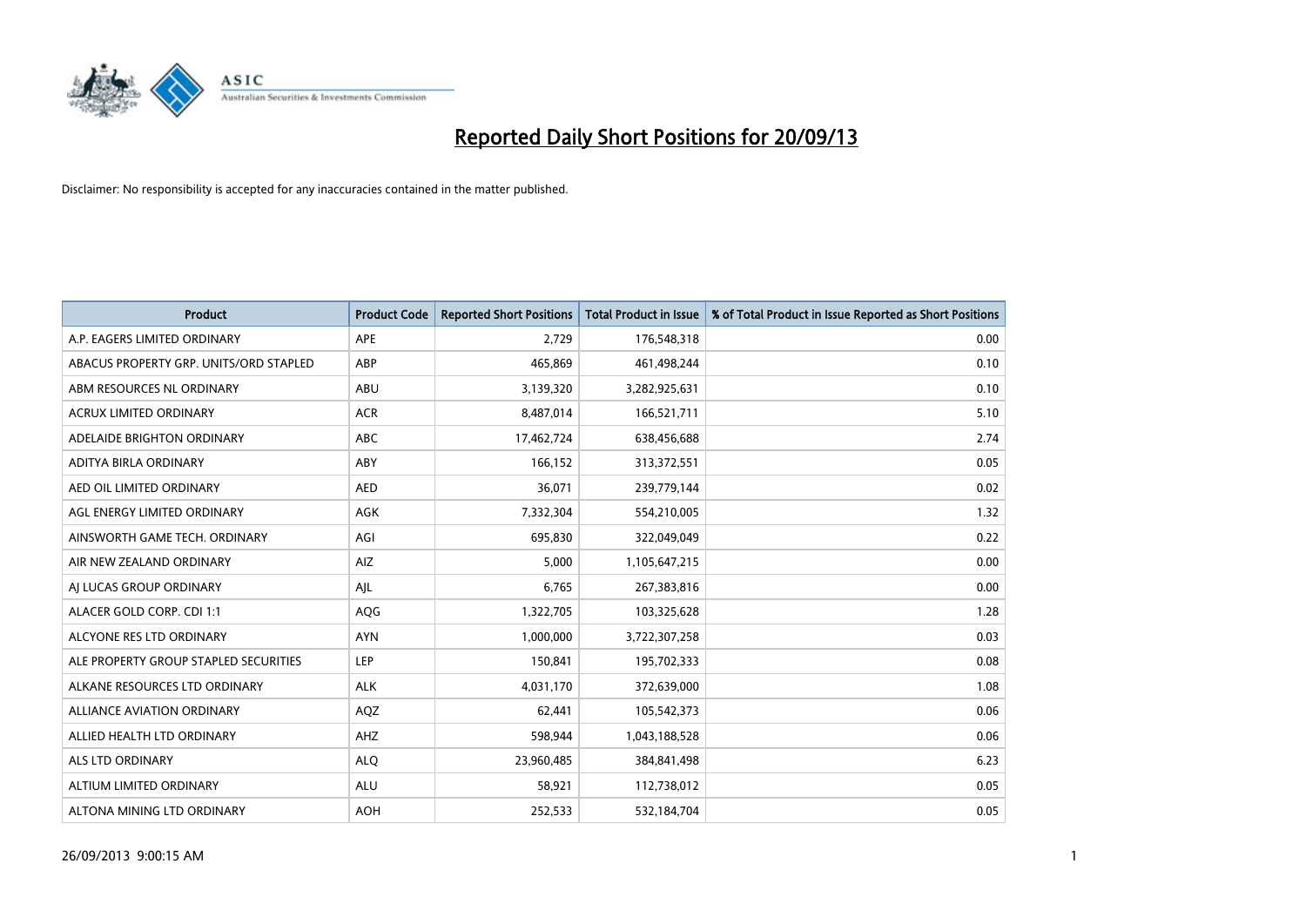# Reported Daily Short Positions for 20/09/13

Disclaimer: No responsibility is accepted for any inaccuracies contained in the matter published.

| Product | Product Code | Reported Short Positions | Total Product in Issue | % of Total Product in Issue Reported as Short Positions |
|---|---|---|---|---|
| A.P. EAGERS LIMITED ORDINARY | APE | 2,729 | 176,548,318 | 0.00 |
| ABACUS PROPERTY GRP. UNITS/ORD STAPLED | ABP | 465,869 | 461,498,244 | 0.10 |
| ABM RESOURCES NL ORDINARY | ABU | 3,139,320 | 3,282,925,631 | 0.10 |
| ACRUX LIMITED ORDINARY | ACR | 8,487,014 | 166,521,711 | 5.10 |
| ADELAIDE BRIGHTON ORDINARY | ABC | 17,462,724 | 638,456,688 | 2.74 |
| ADITYA BIRLA ORDINARY | ABY | 166,152 | 313,372,551 | 0.05 |
| AED OIL LIMITED ORDINARY | AED | 36,071 | 239,779,144 | 0.02 |
| AGL ENERGY LIMITED ORDINARY | AGK | 7,332,304 | 554,210,005 | 1.32 |
| AINSWORTH GAME TECH. ORDINARY | AGI | 695,830 | 322,049,049 | 0.22 |
| AIR NEW ZEALAND ORDINARY | AIZ | 5,000 | 1,105,647,215 | 0.00 |
| AJ LUCAS GROUP ORDINARY | AJL | 6,765 | 267,383,816 | 0.00 |
| ALACER GOLD CORP. CDI 1:1 | AQG | 1,322,705 | 103,325,628 | 1.28 |
| ALCYONE RES LTD ORDINARY | AYN | 1,000,000 | 3,722,307,258 | 0.03 |
| ALE PROPERTY GROUP STAPLED SECURITIES | LEP | 150,841 | 195,702,333 | 0.08 |
| ALKANE RESOURCES LTD ORDINARY | ALK | 4,031,170 | 372,639,000 | 1.08 |
| ALLIANCE AVIATION ORDINARY | AQZ | 62,441 | 105,542,373 | 0.06 |
| ALLIED HEALTH LTD ORDINARY | AHZ | 598,944 | 1,043,188,528 | 0.06 |
| ALS LTD ORDINARY | ALQ | 23,960,485 | 384,841,498 | 6.23 |
| ALTIUM LIMITED ORDINARY | ALU | 58,921 | 112,738,012 | 0.05 |
| ALTONA MINING LTD ORDINARY | AOH | 252,533 | 532,184,704 | 0.05 |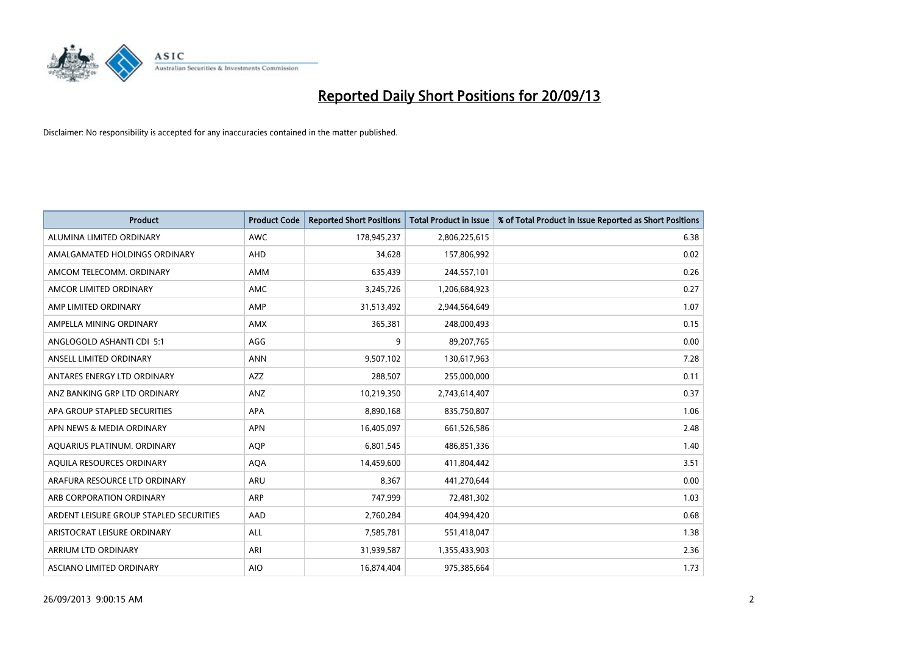# Reported Daily Short Positions for 20/09/13

Disclaimer: No responsibility is accepted for any inaccuracies contained in the matter published.

| Product | Product Code | Reported Short Positions | Total Product in Issue | % of Total Product in Issue Reported as Short Positions |
|---|---|---|---|---|
| ALUMINA LIMITED ORDINARY | AWC | 178,945,237 | 2,806,225,615 | 6.38 |
| AMALGAMATED HOLDINGS ORDINARY | AHD | 34,628 | 157,806,992 | 0.02 |
| AMCOM TELECOMM. ORDINARY | AMM | 635,439 | 244,557,101 | 0.26 |
| AMCOR LIMITED ORDINARY | AMC | 3,245,726 | 1,206,684,923 | 0.27 |
| AMP LIMITED ORDINARY | AMP | 31,513,492 | 2,944,564,649 | 1.07 |
| AMPELLA MINING ORDINARY | AMX | 365,381 | 248,000,493 | 0.15 |
| ANGLOGOLD ASHANTI CDI 5:1 | AGG | 9 | 89,207,765 | 0.00 |
| ANSELL LIMITED ORDINARY | ANN | 9,507,102 | 130,617,963 | 7.28 |
| ANTARES ENERGY LTD ORDINARY | AZZ | 288,507 | 255,000,000 | 0.11 |
| ANZ BANKING GRP LTD ORDINARY | ANZ | 10,219,350 | 2,743,614,407 | 0.37 |
| APA GROUP STAPLED SECURITIES | APA | 8,890,168 | 835,750,807 | 1.06 |
| APN NEWS & MEDIA ORDINARY | APN | 16,405,097 | 661,526,586 | 2.48 |
| AQUARIUS PLATINUM. ORDINARY | AQP | 6,801,545 | 486,851,336 | 1.40 |
| AQUILA RESOURCES ORDINARY | AQA | 14,459,600 | 411,804,442 | 3.51 |
| ARAFURA RESOURCE LTD ORDINARY | ARU | 8,367 | 441,270,644 | 0.00 |
| ARB CORPORATION ORDINARY | ARP | 747,999 | 72,481,302 | 1.03 |
| ARDENT LEISURE GROUP STAPLED SECURITIES | AAD | 2,760,284 | 404,994,420 | 0.68 |
| ARISTOCRAT LEISURE ORDINARY | ALL | 7,585,781 | 551,418,047 | 1.38 |
| ARRIUM LTD ORDINARY | ARI | 31,939,587 | 1,355,433,903 | 2.36 |
| ASCIANO LIMITED ORDINARY | AIO | 16,874,404 | 975,385,664 | 1.73 |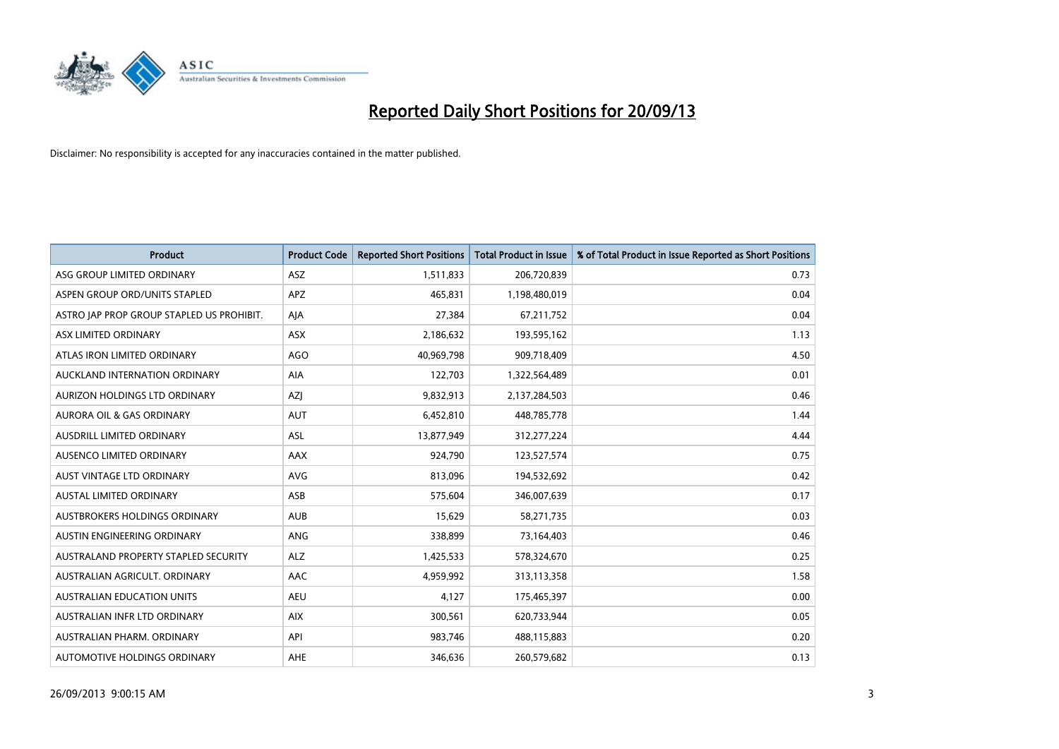# Reported Daily Short Positions for 20/09/13

Disclaimer: No responsibility is accepted for any inaccuracies contained in the matter published.

| Product | Product Code | Reported Short Positions | Total Product in Issue | % of Total Product in Issue Reported as Short Positions |
|---|---|---|---|---|
| ASG GROUP LIMITED ORDINARY | ASZ | 1,511,833 | 206,720,839 | 0.73 |
| ASPEN GROUP ORD/UNITS STAPLED | APZ | 465,831 | 1,198,480,019 | 0.04 |
| ASTRO JAP PROP GROUP STAPLED US PROHIBIT. | AJA | 27,384 | 67,211,752 | 0.04 |
| ASX LIMITED ORDINARY | ASX | 2,186,632 | 193,595,162 | 1.13 |
| ATLAS IRON LIMITED ORDINARY | AGO | 40,969,798 | 909,718,409 | 4.50 |
| AUCKLAND INTERNATION ORDINARY | AIA | 122,703 | 1,322,564,489 | 0.01 |
| AURIZON HOLDINGS LTD ORDINARY | AZJ | 9,832,913 | 2,137,284,503 | 0.46 |
| AURORA OIL & GAS ORDINARY | AUT | 6,452,810 | 448,785,778 | 1.44 |
| AUSDRILL LIMITED ORDINARY | ASL | 13,877,949 | 312,277,224 | 4.44 |
| AUSENCO LIMITED ORDINARY | AAX | 924,790 | 123,527,574 | 0.75 |
| AUST VINTAGE LTD ORDINARY | AVG | 813,096 | 194,532,692 | 0.42 |
| AUSTAL LIMITED ORDINARY | ASB | 575,604 | 346,007,639 | 0.17 |
| AUSTBROKERS HOLDINGS ORDINARY | AUB | 15,629 | 58,271,735 | 0.03 |
| AUSTIN ENGINEERING ORDINARY | ANG | 338,899 | 73,164,403 | 0.46 |
| AUSTRALAND PROPERTY STAPLED SECURITY | ALZ | 1,425,533 | 578,324,670 | 0.25 |
| AUSTRALIAN AGRICULT. ORDINARY | AAC | 4,959,992 | 313,113,358 | 1.58 |
| AUSTRALIAN EDUCATION UNITS | AEU | 4,127 | 175,465,397 | 0.00 |
| AUSTRALIAN INFR LTD ORDINARY | AIX | 300,561 | 620,733,944 | 0.05 |
| AUSTRALIAN PHARM. ORDINARY | API | 983,746 | 488,115,883 | 0.20 |
| AUTOMOTIVE HOLDINGS ORDINARY | AHE | 346,636 | 260,579,682 | 0.13 |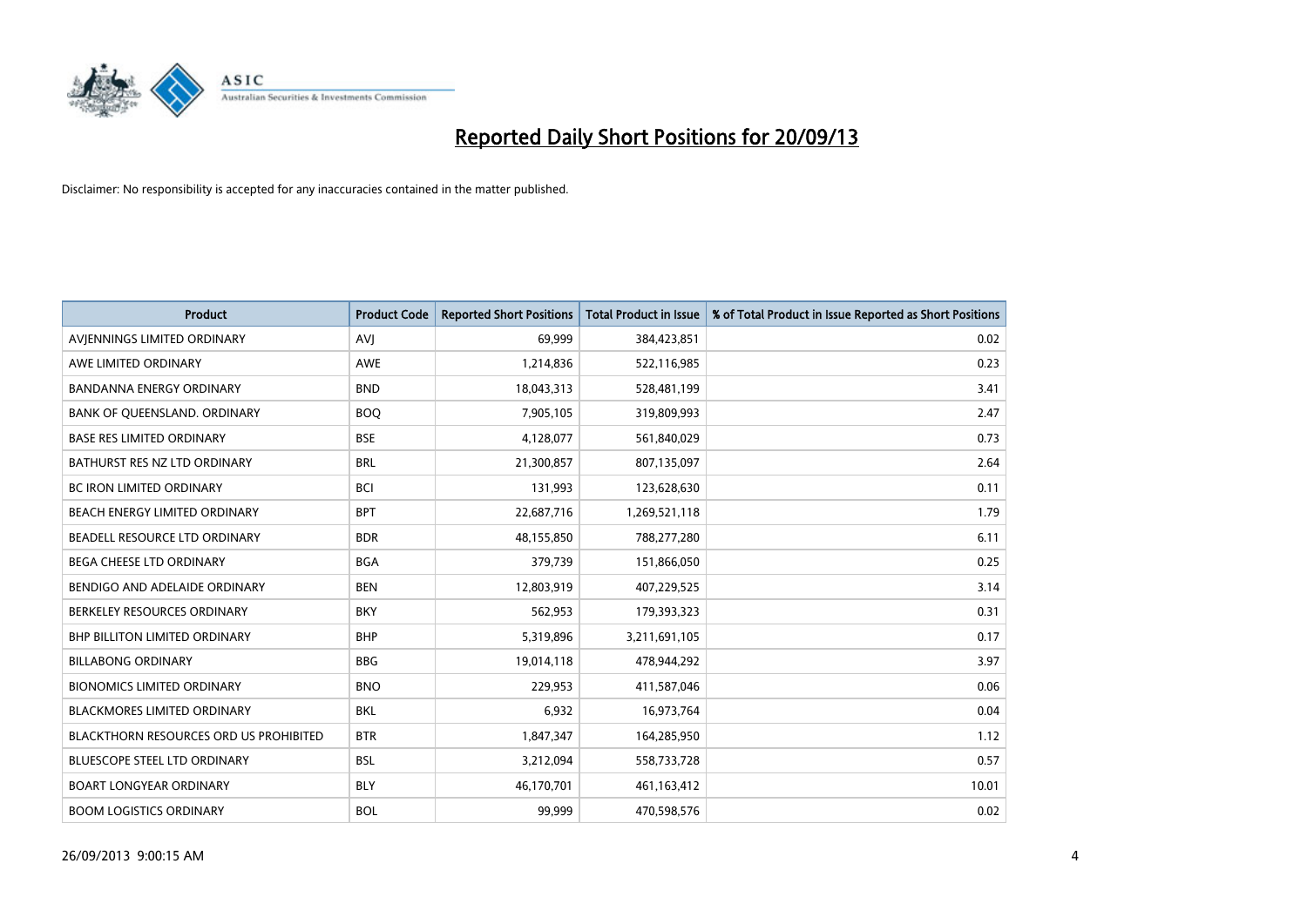# Reported Daily Short Positions for 20/09/13

Disclaimer: No responsibility is accepted for any inaccuracies contained in the matter published.

| Product | Product Code | Reported Short Positions | Total Product in Issue | % of Total Product in Issue Reported as Short Positions |
|---|---|---|---|---|
| AVJENNINGS LIMITED ORDINARY | AVJ | 69,999 | 384,423,851 | 0.02 |
| AWE LIMITED ORDINARY | AWE | 1,214,836 | 522,116,985 | 0.23 |
| BANDANNA ENERGY ORDINARY | BND | 18,043,313 | 528,481,199 | 3.41 |
| BANK OF QUEENSLAND. ORDINARY | BOQ | 7,905,105 | 319,809,993 | 2.47 |
| BASE RES LIMITED ORDINARY | BSE | 4,128,077 | 561,840,029 | 0.73 |
| BATHURST RES NZ LTD ORDINARY | BRL | 21,300,857 | 807,135,097 | 2.64 |
| BC IRON LIMITED ORDINARY | BCI | 131,993 | 123,628,630 | 0.11 |
| BEACH ENERGY LIMITED ORDINARY | BPT | 22,687,716 | 1,269,521,118 | 1.79 |
| BEADELL RESOURCE LTD ORDINARY | BDR | 48,155,850 | 788,277,280 | 6.11 |
| BEGA CHEESE LTD ORDINARY | BGA | 379,739 | 151,866,050 | 0.25 |
| BENDIGO AND ADELAIDE ORDINARY | BEN | 12,803,919 | 407,229,525 | 3.14 |
| BERKELEY RESOURCES ORDINARY | BKY | 562,953 | 179,393,323 | 0.31 |
| BHP BILLITON LIMITED ORDINARY | BHP | 5,319,896 | 3,211,691,105 | 0.17 |
| BILLABONG ORDINARY | BBG | 19,014,118 | 478,944,292 | 3.97 |
| BIONOMICS LIMITED ORDINARY | BNO | 229,953 | 411,587,046 | 0.06 |
| BLACKMORES LIMITED ORDINARY | BKL | 6,932 | 16,973,764 | 0.04 |
| BLACKTHORN RESOURCES ORD US PROHIBITED | BTR | 1,847,347 | 164,285,950 | 1.12 |
| BLUESCOPE STEEL LTD ORDINARY | BSL | 3,212,094 | 558,733,728 | 0.57 |
| BOART LONGYEAR ORDINARY | BLY | 46,170,701 | 461,163,412 | 10.01 |
| BOOM LOGISTICS ORDINARY | BOL | 99,999 | 470,598,576 | 0.02 |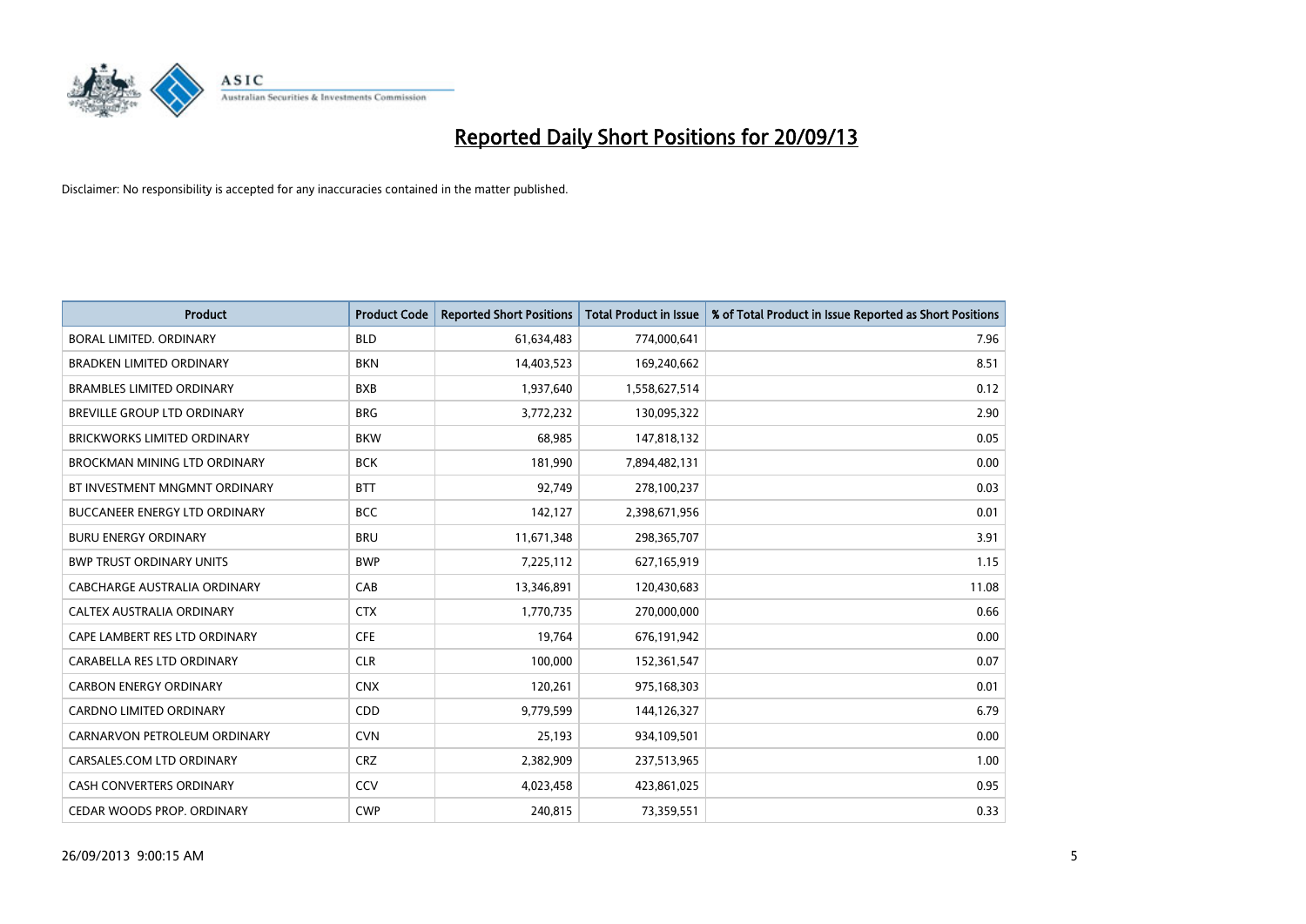# Reported Daily Short Positions for 20/09/13

Disclaimer: No responsibility is accepted for any inaccuracies contained in the matter published.

| Product | Product Code | Reported Short Positions | Total Product in Issue | % of Total Product in Issue Reported as Short Positions |
|---|---|---|---|---|
| BORAL LIMITED. ORDINARY | BLD | 61,634,483 | 774,000,641 | 7.96 |
| BRADKEN LIMITED ORDINARY | BKN | 14,403,523 | 169,240,662 | 8.51 |
| BRAMBLES LIMITED ORDINARY | BXB | 1,937,640 | 1,558,627,514 | 0.12 |
| BREVILLE GROUP LTD ORDINARY | BRG | 3,772,232 | 130,095,322 | 2.90 |
| BRICKWORKS LIMITED ORDINARY | BKW | 68,985 | 147,818,132 | 0.05 |
| BROCKMAN MINING LTD ORDINARY | BCK | 181,990 | 7,894,482,131 | 0.00 |
| BT INVESTMENT MNGMNT ORDINARY | BTT | 92,749 | 278,100,237 | 0.03 |
| BUCCANEER ENERGY LTD ORDINARY | BCC | 142,127 | 2,398,671,956 | 0.01 |
| BURU ENERGY ORDINARY | BRU | 11,671,348 | 298,365,707 | 3.91 |
| BWP TRUST ORDINARY UNITS | BWP | 7,225,112 | 627,165,919 | 1.15 |
| CABCHARGE AUSTRALIA ORDINARY | CAB | 13,346,891 | 120,430,683 | 11.08 |
| CALTEX AUSTRALIA ORDINARY | CTX | 1,770,735 | 270,000,000 | 0.66 |
| CAPE LAMBERT RES LTD ORDINARY | CFE | 19,764 | 676,191,942 | 0.00 |
| CARABELLA RES LTD ORDINARY | CLR | 100,000 | 152,361,547 | 0.07 |
| CARBON ENERGY ORDINARY | CNX | 120,261 | 975,168,303 | 0.01 |
| CARDNO LIMITED ORDINARY | CDD | 9,779,599 | 144,126,327 | 6.79 |
| CARNARVON PETROLEUM ORDINARY | CVN | 25,193 | 934,109,501 | 0.00 |
| CARSALES.COM LTD ORDINARY | CRZ | 2,382,909 | 237,513,965 | 1.00 |
| CASH CONVERTERS ORDINARY | CCV | 4,023,458 | 423,861,025 | 0.95 |
| CEDAR WOODS PROP. ORDINARY | CWP | 240,815 | 73,359,551 | 0.33 |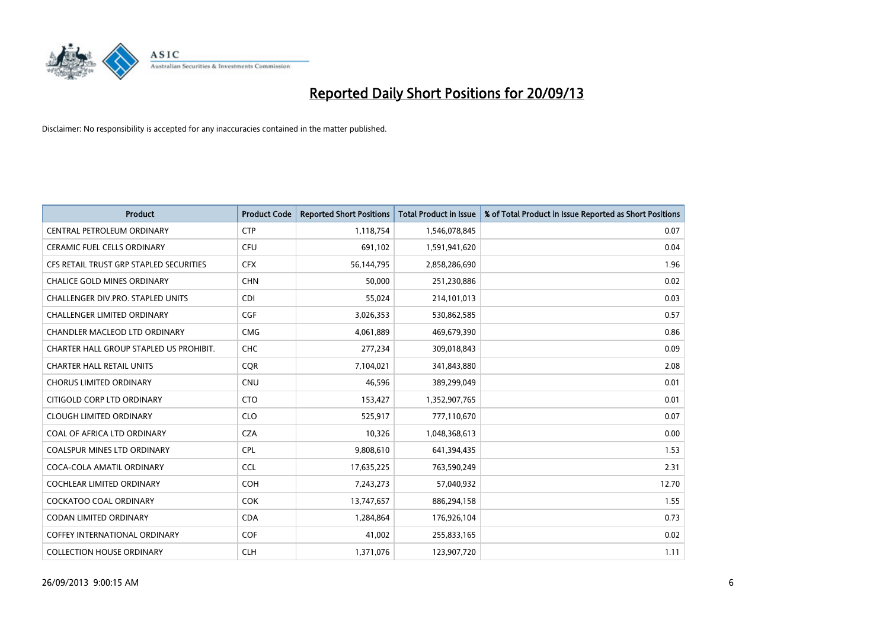# Reported Daily Short Positions for 20/09/13

Disclaimer: No responsibility is accepted for any inaccuracies contained in the matter published.

| Product | Product Code | Reported Short Positions | Total Product in Issue | % of Total Product in Issue Reported as Short Positions |
|---|---|---|---|---|
| CENTRAL PETROLEUM ORDINARY | CTP | 1,118,754 | 1,546,078,845 | 0.07 |
| CERAMIC FUEL CELLS ORDINARY | CFU | 691,102 | 1,591,941,620 | 0.04 |
| CFS RETAIL TRUST GRP STAPLED SECURITIES | CFX | 56,144,795 | 2,858,286,690 | 1.96 |
| CHALICE GOLD MINES ORDINARY | CHN | 50,000 | 251,230,886 | 0.02 |
| CHALLENGER DIV.PRO. STAPLED UNITS | CDI | 55,024 | 214,101,013 | 0.03 |
| CHALLENGER LIMITED ORDINARY | CGF | 3,026,353 | 530,862,585 | 0.57 |
| CHANDLER MACLEOD LTD ORDINARY | CMG | 4,061,889 | 469,679,390 | 0.86 |
| CHARTER HALL GROUP STAPLED US PROHIBIT. | CHC | 277,234 | 309,018,843 | 0.09 |
| CHARTER HALL RETAIL UNITS | CQR | 7,104,021 | 341,843,880 | 2.08 |
| CHORUS LIMITED ORDINARY | CNU | 46,596 | 389,299,049 | 0.01 |
| CITIGOLD CORP LTD ORDINARY | CTO | 153,427 | 1,352,907,765 | 0.01 |
| CLOUGH LIMITED ORDINARY | CLO | 525,917 | 777,110,670 | 0.07 |
| COAL OF AFRICA LTD ORDINARY | CZA | 10,326 | 1,048,368,613 | 0.00 |
| COALSPUR MINES LTD ORDINARY | CPL | 9,808,610 | 641,394,435 | 1.53 |
| COCA-COLA AMATIL ORDINARY | CCL | 17,635,225 | 763,590,249 | 2.31 |
| COCHLEAR LIMITED ORDINARY | COH | 7,243,273 | 57,040,932 | 12.70 |
| COCKATOO COAL ORDINARY | COK | 13,747,657 | 886,294,158 | 1.55 |
| CODAN LIMITED ORDINARY | CDA | 1,284,864 | 176,926,104 | 0.73 |
| COFFEY INTERNATIONAL ORDINARY | COF | 41,002 | 255,833,165 | 0.02 |
| COLLECTION HOUSE ORDINARY | CLH | 1,371,076 | 123,907,720 | 1.11 |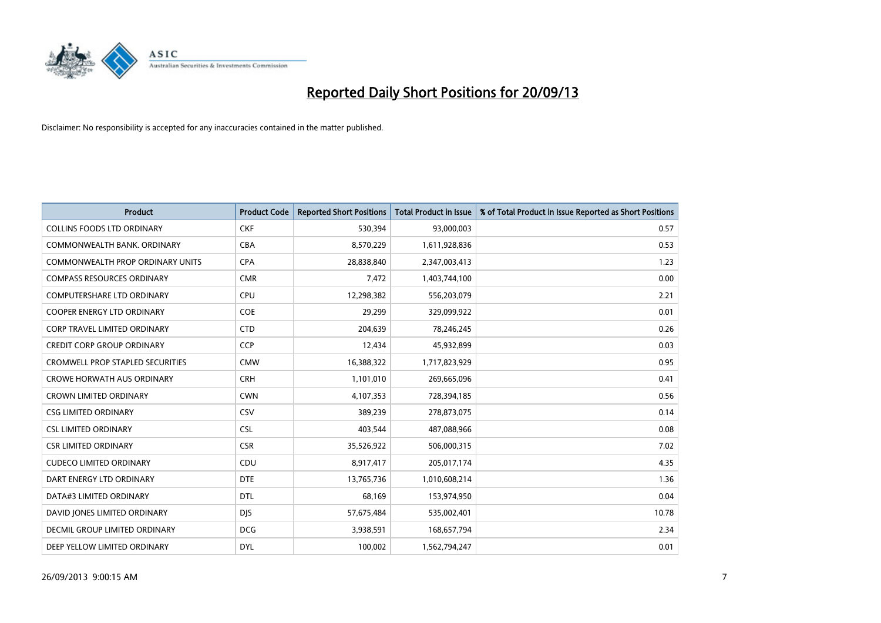# Reported Daily Short Positions for 20/09/13

Disclaimer: No responsibility is accepted for any inaccuracies contained in the matter published.

| Product | Product Code | Reported Short Positions | Total Product in Issue | % of Total Product in Issue Reported as Short Positions |
|---|---|---|---|---|
| COLLINS FOODS LTD ORDINARY | CKF | 530,394 | 93,000,003 | 0.57 |
| COMMONWEALTH BANK. ORDINARY | CBA | 8,570,229 | 1,611,928,836 | 0.53 |
| COMMONWEALTH PROP ORDINARY UNITS | CPA | 28,838,840 | 2,347,003,413 | 1.23 |
| COMPASS RESOURCES ORDINARY | CMR | 7,472 | 1,403,744,100 | 0.00 |
| COMPUTERSHARE LTD ORDINARY | CPU | 12,298,382 | 556,203,079 | 2.21 |
| COOPER ENERGY LTD ORDINARY | COE | 29,299 | 329,099,922 | 0.01 |
| CORP TRAVEL LIMITED ORDINARY | CTD | 204,639 | 78,246,245 | 0.26 |
| CREDIT CORP GROUP ORDINARY | CCP | 12,434 | 45,932,899 | 0.03 |
| CROMWELL PROP STAPLED SECURITIES | CMW | 16,388,322 | 1,717,823,929 | 0.95 |
| CROWE HORWATH AUS ORDINARY | CRH | 1,101,010 | 269,665,096 | 0.41 |
| CROWN LIMITED ORDINARY | CWN | 4,107,353 | 728,394,185 | 0.56 |
| CSG LIMITED ORDINARY | CSV | 389,239 | 278,873,075 | 0.14 |
| CSL LIMITED ORDINARY | CSL | 403,544 | 487,088,966 | 0.08 |
| CSR LIMITED ORDINARY | CSR | 35,526,922 | 506,000,315 | 7.02 |
| CUDECO LIMITED ORDINARY | CDU | 8,917,417 | 205,017,174 | 4.35 |
| DART ENERGY LTD ORDINARY | DTE | 13,765,736 | 1,010,608,214 | 1.36 |
| DATA#3 LIMITED ORDINARY | DTL | 68,169 | 153,974,950 | 0.04 |
| DAVID JONES LIMITED ORDINARY | DJS | 57,675,484 | 535,002,401 | 10.78 |
| DECMIL GROUP LIMITED ORDINARY | DCG | 3,938,591 | 168,657,794 | 2.34 |
| DEEP YELLOW LIMITED ORDINARY | DYL | 100,002 | 1,562,794,247 | 0.01 |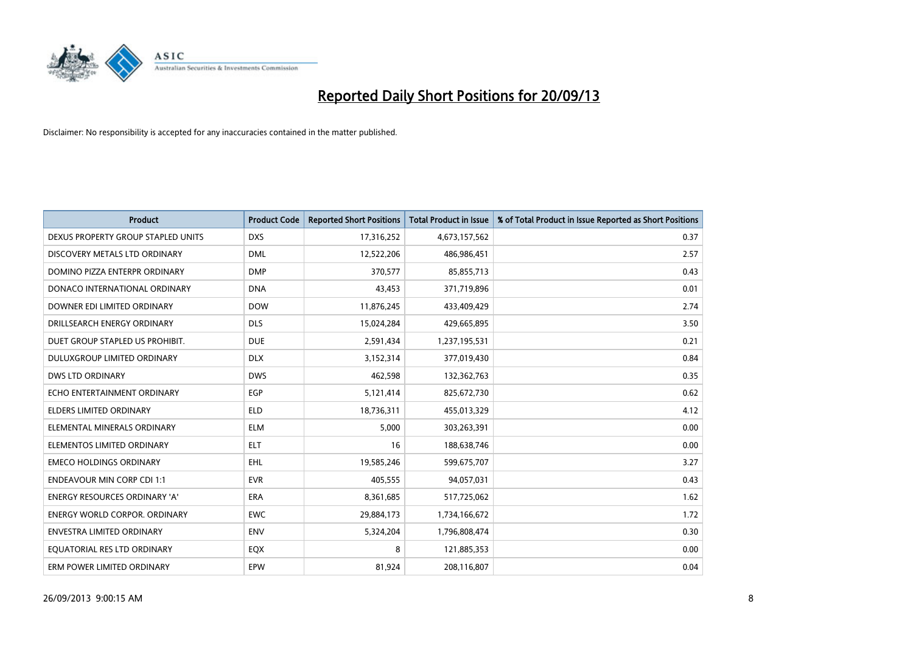# Reported Daily Short Positions for 20/09/13

Disclaimer: No responsibility is accepted for any inaccuracies contained in the matter published.

| Product | Product Code | Reported Short Positions | Total Product in Issue | % of Total Product in Issue Reported as Short Positions |
|---|---|---|---|---|
| DEXUS PROPERTY GROUP STAPLED UNITS | DXS | 17,316,252 | 4,673,157,562 | 0.37 |
| DISCOVERY METALS LTD ORDINARY | DML | 12,522,206 | 486,986,451 | 2.57 |
| DOMINO PIZZA ENTERPR ORDINARY | DMP | 370,577 | 85,855,713 | 0.43 |
| DONACO INTERNATIONAL ORDINARY | DNA | 43,453 | 371,719,896 | 0.01 |
| DOWNER EDI LIMITED ORDINARY | DOW | 11,876,245 | 433,409,429 | 2.74 |
| DRILLSEARCH ENERGY ORDINARY | DLS | 15,024,284 | 429,665,895 | 3.50 |
| DUET GROUP STAPLED US PROHIBIT. | DUE | 2,591,434 | 1,237,195,531 | 0.21 |
| DULUXGROUP LIMITED ORDINARY | DLX | 3,152,314 | 377,019,430 | 0.84 |
| DWS LTD ORDINARY | DWS | 462,598 | 132,362,763 | 0.35 |
| ECHO ENTERTAINMENT ORDINARY | EGP | 5,121,414 | 825,672,730 | 0.62 |
| ELDERS LIMITED ORDINARY | ELD | 18,736,311 | 455,013,329 | 4.12 |
| ELEMENTAL MINERALS ORDINARY | ELM | 5,000 | 303,263,391 | 0.00 |
| ELEMENTOS LIMITED ORDINARY | ELT | 16 | 188,638,746 | 0.00 |
| EMECO HOLDINGS ORDINARY | EHL | 19,585,246 | 599,675,707 | 3.27 |
| ENDEAVOUR MIN CORP CDI 1:1 | EVR | 405,555 | 94,057,031 | 0.43 |
| ENERGY RESOURCES ORDINARY 'A' | ERA | 8,361,685 | 517,725,062 | 1.62 |
| ENERGY WORLD CORPOR. ORDINARY | EWC | 29,884,173 | 1,734,166,672 | 1.72 |
| ENVESTRA LIMITED ORDINARY | ENV | 5,324,204 | 1,796,808,474 | 0.30 |
| EQUATORIAL RES LTD ORDINARY | EQX | 8 | 121,885,353 | 0.00 |
| ERM POWER LIMITED ORDINARY | EPW | 81,924 | 208,116,807 | 0.04 |

26/09/2013 9:00:15 AM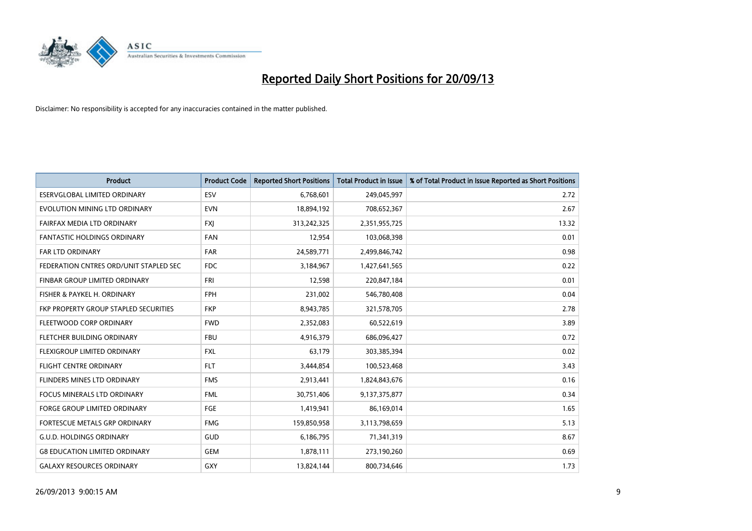# Reported Daily Short Positions for 20/09/13

Disclaimer: No responsibility is accepted for any inaccuracies contained in the matter published.

| Product | Product Code | Reported Short Positions | Total Product in Issue | % of Total Product in Issue Reported as Short Positions |
|---|---|---|---|---|
| ESERVGLOBAL LIMITED ORDINARY | ESV | 6,768,601 | 249,045,997 | 2.72 |
| EVOLUTION MINING LTD ORDINARY | EVN | 18,894,192 | 708,652,367 | 2.67 |
| FAIRFAX MEDIA LTD ORDINARY | FXJ | 313,242,325 | 2,351,955,725 | 13.32 |
| FANTASTIC HOLDINGS ORDINARY | FAN | 12,954 | 103,068,398 | 0.01 |
| FAR LTD ORDINARY | FAR | 24,589,771 | 2,499,846,742 | 0.98 |
| FEDERATION CNTRES ORD/UNIT STAPLED SEC | FDC | 3,184,967 | 1,427,641,565 | 0.22 |
| FINBAR GROUP LIMITED ORDINARY | FRI | 12,598 | 220,847,184 | 0.01 |
| FISHER & PAYKEL H. ORDINARY | FPH | 231,002 | 546,780,408 | 0.04 |
| FKP PROPERTY GROUP STAPLED SECURITIES | FKP | 8,943,785 | 321,578,705 | 2.78 |
| FLEETWOOD CORP ORDINARY | FWD | 2,352,083 | 60,522,619 | 3.89 |
| FLETCHER BUILDING ORDINARY | FBU | 4,916,379 | 686,096,427 | 0.72 |
| FLEXIGROUP LIMITED ORDINARY | FXL | 63,179 | 303,385,394 | 0.02 |
| FLIGHT CENTRE ORDINARY | FLT | 3,444,854 | 100,523,468 | 3.43 |
| FLINDERS MINES LTD ORDINARY | FMS | 2,913,441 | 1,824,843,676 | 0.16 |
| FOCUS MINERALS LTD ORDINARY | FML | 30,751,406 | 9,137,375,877 | 0.34 |
| FORGE GROUP LIMITED ORDINARY | FGE | 1,419,941 | 86,169,014 | 1.65 |
| FORTESCUE METALS GRP ORDINARY | FMG | 159,850,958 | 3,113,798,659 | 5.13 |
| G.U.D. HOLDINGS ORDINARY | GUD | 6,186,795 | 71,341,319 | 8.67 |
| G8 EDUCATION LIMITED ORDINARY | GEM | 1,878,111 | 273,190,260 | 0.69 |
| GALAXY RESOURCES ORDINARY | GXY | 13,824,144 | 800,734,646 | 1.73 |

26/09/2013 9:00:15 AM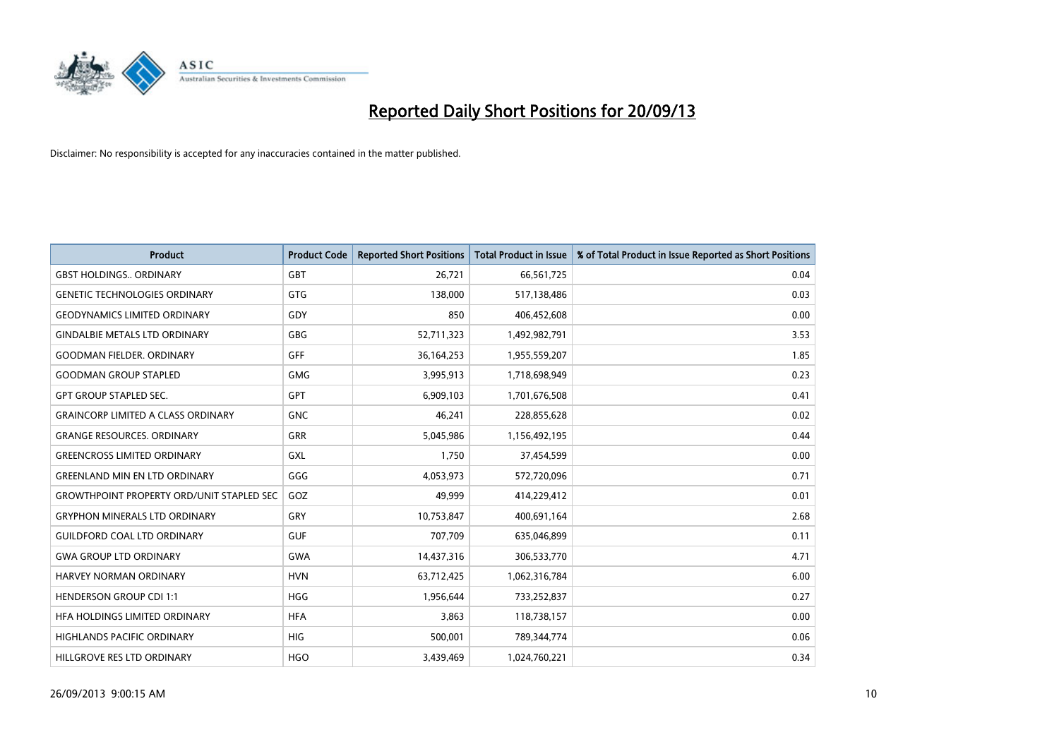# Reported Daily Short Positions for 20/09/13

Disclaimer: No responsibility is accepted for any inaccuracies contained in the matter published.

| Product | Product Code | Reported Short Positions | Total Product in Issue | % of Total Product in Issue Reported as Short Positions |
|---|---|---|---|---|
| GBST HOLDINGS.. ORDINARY | GBT | 26,721 | 66,561,725 | 0.04 |
| GENETIC TECHNOLOGIES ORDINARY | GTG | 138,000 | 517,138,486 | 0.03 |
| GEODYNAMICS LIMITED ORDINARY | GDY | 850 | 406,452,608 | 0.00 |
| GINDALBIE METALS LTD ORDINARY | GBG | 52,711,323 | 1,492,982,791 | 3.53 |
| GOODMAN FIELDER. ORDINARY | GFF | 36,164,253 | 1,955,559,207 | 1.85 |
| GOODMAN GROUP STAPLED | GMG | 3,995,913 | 1,718,698,949 | 0.23 |
| GPT GROUP STAPLED SEC. | GPT | 6,909,103 | 1,701,676,508 | 0.41 |
| GRAINCORP LIMITED A CLASS ORDINARY | GNC | 46,241 | 228,855,628 | 0.02 |
| GRANGE RESOURCES. ORDINARY | GRR | 5,045,986 | 1,156,492,195 | 0.44 |
| GREENCROSS LIMITED ORDINARY | GXL | 1,750 | 37,454,599 | 0.00 |
| GREENLAND MIN EN LTD ORDINARY | GGG | 4,053,973 | 572,720,096 | 0.71 |
| GROWTHPOINT PROPERTY ORD/UNIT STAPLED SEC | GOZ | 49,999 | 414,229,412 | 0.01 |
| GRYPHON MINERALS LTD ORDINARY | GRY | 10,753,847 | 400,691,164 | 2.68 |
| GUILDFORD COAL LTD ORDINARY | GUF | 707,709 | 635,046,899 | 0.11 |
| GWA GROUP LTD ORDINARY | GWA | 14,437,316 | 306,533,770 | 4.71 |
| HARVEY NORMAN ORDINARY | HVN | 63,712,425 | 1,062,316,784 | 6.00 |
| HENDERSON GROUP CDI 1:1 | HGG | 1,956,644 | 733,252,837 | 0.27 |
| HFA HOLDINGS LIMITED ORDINARY | HFA | 3,863 | 118,738,157 | 0.00 |
| HIGHLANDS PACIFIC ORDINARY | HIG | 500,001 | 789,344,774 | 0.06 |
| HILLGROVE RES LTD ORDINARY | HGO | 3,439,469 | 1,024,760,221 | 0.34 |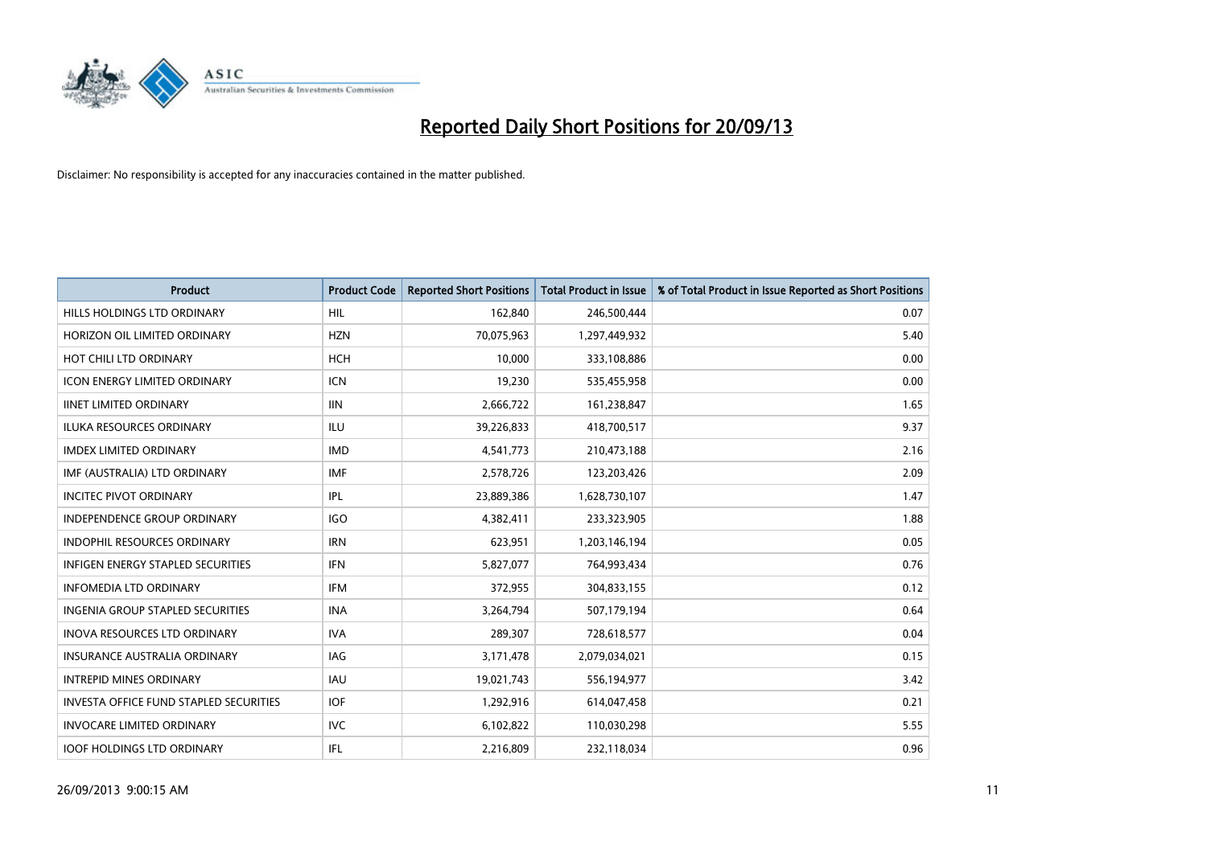# Reported Daily Short Positions for 20/09/13

Disclaimer: No responsibility is accepted for any inaccuracies contained in the matter published.

| Product | Product Code | Reported Short Positions | Total Product in Issue | % of Total Product in Issue Reported as Short Positions |
|---|---|---|---|---|
| HILLS HOLDINGS LTD ORDINARY | HIL | 162,840 | 246,500,444 | 0.07 |
| HORIZON OIL LIMITED ORDINARY | HZN | 70,075,963 | 1,297,449,932 | 5.40 |
| HOT CHILI LTD ORDINARY | HCH | 10,000 | 333,108,886 | 0.00 |
| ICON ENERGY LIMITED ORDINARY | ICN | 19,230 | 535,455,958 | 0.00 |
| IINET LIMITED ORDINARY | IIN | 2,666,722 | 161,238,847 | 1.65 |
| ILUKA RESOURCES ORDINARY | ILU | 39,226,833 | 418,700,517 | 9.37 |
| IMDEX LIMITED ORDINARY | IMD | 4,541,773 | 210,473,188 | 2.16 |
| IMF (AUSTRALIA) LTD ORDINARY | IMF | 2,578,726 | 123,203,426 | 2.09 |
| INCITEC PIVOT ORDINARY | IPL | 23,889,386 | 1,628,730,107 | 1.47 |
| INDEPENDENCE GROUP ORDINARY | IGO | 4,382,411 | 233,323,905 | 1.88 |
| INDOPHIL RESOURCES ORDINARY | IRN | 623,951 | 1,203,146,194 | 0.05 |
| INFIGEN ENERGY STAPLED SECURITIES | IFN | 5,827,077 | 764,993,434 | 0.76 |
| INFOMEDIA LTD ORDINARY | IFM | 372,955 | 304,833,155 | 0.12 |
| INGENIA GROUP STAPLED SECURITIES | INA | 3,264,794 | 507,179,194 | 0.64 |
| INOVA RESOURCES LTD ORDINARY | IVA | 289,307 | 728,618,577 | 0.04 |
| INSURANCE AUSTRALIA ORDINARY | IAG | 3,171,478 | 2,079,034,021 | 0.15 |
| INTREPID MINES ORDINARY | IAU | 19,021,743 | 556,194,977 | 3.42 |
| INVESTA OFFICE FUND STAPLED SECURITIES | IOF | 1,292,916 | 614,047,458 | 0.21 |
| INVOCARE LIMITED ORDINARY | IVC | 6,102,822 | 110,030,298 | 5.55 |
| IOOF HOLDINGS LTD ORDINARY | IFL | 2,216,809 | 232,118,034 | 0.96 |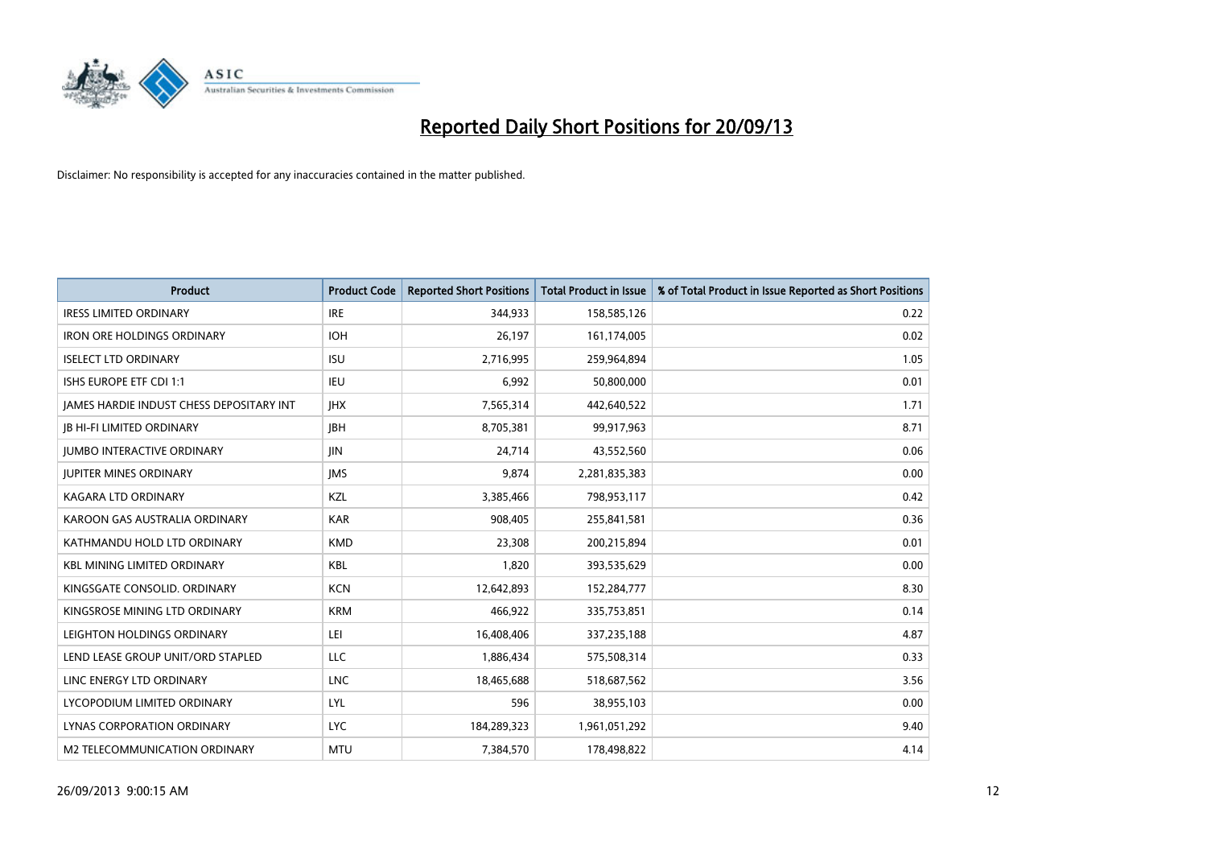# Reported Daily Short Positions for 20/09/13

Disclaimer: No responsibility is accepted for any inaccuracies contained in the matter published.

| Product | Product Code | Reported Short Positions | Total Product in Issue | % of Total Product in Issue Reported as Short Positions |
|---|---|---|---|---|
| IRESS LIMITED ORDINARY | IRE | 344,933 | 158,585,126 | 0.22 |
| IRON ORE HOLDINGS ORDINARY | IOH | 26,197 | 161,174,005 | 0.02 |
| ISELECT LTD ORDINARY | ISU | 2,716,995 | 259,964,894 | 1.05 |
| ISHS EUROPE ETF CDI 1:1 | IEU | 6,992 | 50,800,000 | 0.01 |
| JAMES HARDIE INDUST CHESS DEPOSITARY INT | JHX | 7,565,314 | 442,640,522 | 1.71 |
| JB HI-FI LIMITED ORDINARY | JBH | 8,705,381 | 99,917,963 | 8.71 |
| JUMBO INTERACTIVE ORDINARY | JIN | 24,714 | 43,552,560 | 0.06 |
| JUPITER MINES ORDINARY | JMS | 9,874 | 2,281,835,383 | 0.00 |
| KAGARA LTD ORDINARY | KZL | 3,385,466 | 798,953,117 | 0.42 |
| KAROON GAS AUSTRALIA ORDINARY | KAR | 908,405 | 255,841,581 | 0.36 |
| KATHMANDU HOLD LTD ORDINARY | KMD | 23,308 | 200,215,894 | 0.01 |
| KBL MINING LIMITED ORDINARY | KBL | 1,820 | 393,535,629 | 0.00 |
| KINGSGATE CONSOLID. ORDINARY | KCN | 12,642,893 | 152,284,777 | 8.30 |
| KINGSROSE MINING LTD ORDINARY | KRM | 466,922 | 335,753,851 | 0.14 |
| LEIGHTON HOLDINGS ORDINARY | LEI | 16,408,406 | 337,235,188 | 4.87 |
| LEND LEASE GROUP UNIT/ORD STAPLED | LLC | 1,886,434 | 575,508,314 | 0.33 |
| LINC ENERGY LTD ORDINARY | LNC | 18,465,688 | 518,687,562 | 3.56 |
| LYCOPODIUM LIMITED ORDINARY | LYL | 596 | 38,955,103 | 0.00 |
| LYNAS CORPORATION ORDINARY | LYC | 184,289,323 | 1,961,051,292 | 9.40 |
| M2 TELECOMMUNICATION ORDINARY | MTU | 7,384,570 | 178,498,822 | 4.14 |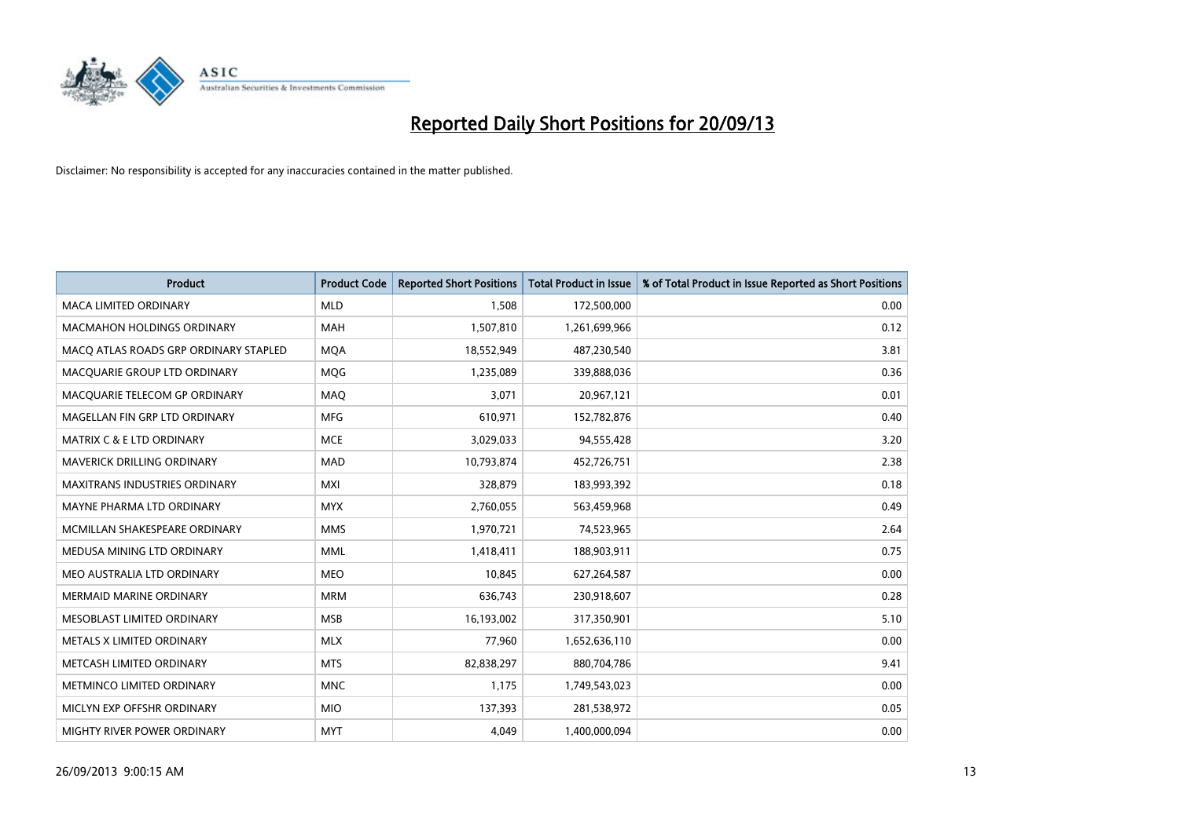# Reported Daily Short Positions for 20/09/13

Disclaimer: No responsibility is accepted for any inaccuracies contained in the matter published.

| Product | Product Code | Reported Short Positions | Total Product in Issue | % of Total Product in Issue Reported as Short Positions |
|---|---|---|---|---|
| MACA LIMITED ORDINARY | MLD | 1,508 | 172,500,000 | 0.00 |
| MACMAHON HOLDINGS ORDINARY | MAH | 1,507,810 | 1,261,699,966 | 0.12 |
| MACQ ATLAS ROADS GRP ORDINARY STAPLED | MQA | 18,552,949 | 487,230,540 | 3.81 |
| MACQUARIE GROUP LTD ORDINARY | MQG | 1,235,089 | 339,888,036 | 0.36 |
| MACQUARIE TELECOM GP ORDINARY | MAQ | 3,071 | 20,967,121 | 0.01 |
| MAGELLAN FIN GRP LTD ORDINARY | MFG | 610,971 | 152,782,876 | 0.40 |
| MATRIX C & E LTD ORDINARY | MCE | 3,029,033 | 94,555,428 | 3.20 |
| MAVERICK DRILLING ORDINARY | MAD | 10,793,874 | 452,726,751 | 2.38 |
| MAXITRANS INDUSTRIES ORDINARY | MXI | 328,879 | 183,993,392 | 0.18 |
| MAYNE PHARMA LTD ORDINARY | MYX | 2,760,055 | 563,459,968 | 0.49 |
| MCMILLAN SHAKESPEARE ORDINARY | MMS | 1,970,721 | 74,523,965 | 2.64 |
| MEDUSA MINING LTD ORDINARY | MML | 1,418,411 | 188,903,911 | 0.75 |
| MEO AUSTRALIA LTD ORDINARY | MEO | 10,845 | 627,264,587 | 0.00 |
| MERMAID MARINE ORDINARY | MRM | 636,743 | 230,918,607 | 0.28 |
| MESOBLAST LIMITED ORDINARY | MSB | 16,193,002 | 317,350,901 | 5.10 |
| METALS X LIMITED ORDINARY | MLX | 77,960 | 1,652,636,110 | 0.00 |
| METCASH LIMITED ORDINARY | MTS | 82,838,297 | 880,704,786 | 9.41 |
| METMINCO LIMITED ORDINARY | MNC | 1,175 | 1,749,543,023 | 0.00 |
| MICLYN EXP OFFSHR ORDINARY | MIO | 137,393 | 281,538,972 | 0.05 |
| MIGHTY RIVER POWER ORDINARY | MYT | 4,049 | 1,400,000,094 | 0.00 |

26/09/2013 9:00:15 AM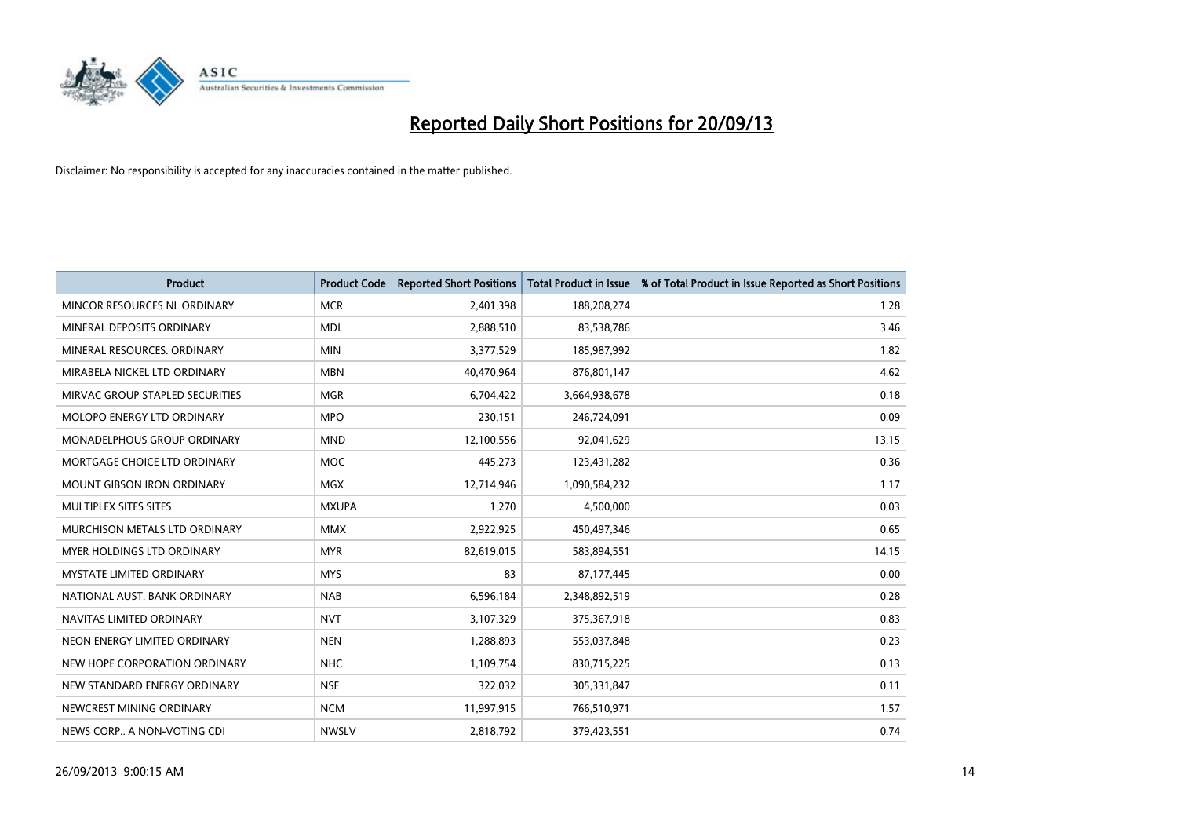# Reported Daily Short Positions for 20/09/13

Disclaimer: No responsibility is accepted for any inaccuracies contained in the matter published.

| Product | Product Code | Reported Short Positions | Total Product in Issue | % of Total Product in Issue Reported as Short Positions |
|---|---|---|---|---|
| MINCOR RESOURCES NL ORDINARY | MCR | 2,401,398 | 188,208,274 | 1.28 |
| MINERAL DEPOSITS ORDINARY | MDL | 2,888,510 | 83,538,786 | 3.46 |
| MINERAL RESOURCES. ORDINARY | MIN | 3,377,529 | 185,987,992 | 1.82 |
| MIRABELA NICKEL LTD ORDINARY | MBN | 40,470,964 | 876,801,147 | 4.62 |
| MIRVAC GROUP STAPLED SECURITIES | MGR | 6,704,422 | 3,664,938,678 | 0.18 |
| MOLOPO ENERGY LTD ORDINARY | MPO | 230,151 | 246,724,091 | 0.09 |
| MONADELPHOUS GROUP ORDINARY | MND | 12,100,556 | 92,041,629 | 13.15 |
| MORTGAGE CHOICE LTD ORDINARY | MOC | 445,273 | 123,431,282 | 0.36 |
| MOUNT GIBSON IRON ORDINARY | MGX | 12,714,946 | 1,090,584,232 | 1.17 |
| MULTIPLEX SITES SITES | MXUPA | 1,270 | 4,500,000 | 0.03 |
| MURCHISON METALS LTD ORDINARY | MMX | 2,922,925 | 450,497,346 | 0.65 |
| MYER HOLDINGS LTD ORDINARY | MYR | 82,619,015 | 583,894,551 | 14.15 |
| MYSTATE LIMITED ORDINARY | MYS | 83 | 87,177,445 | 0.00 |
| NATIONAL AUST. BANK ORDINARY | NAB | 6,596,184 | 2,348,892,519 | 0.28 |
| NAVITAS LIMITED ORDINARY | NVT | 3,107,329 | 375,367,918 | 0.83 |
| NEON ENERGY LIMITED ORDINARY | NEN | 1,288,893 | 553,037,848 | 0.23 |
| NEW HOPE CORPORATION ORDINARY | NHC | 1,109,754 | 830,715,225 | 0.13 |
| NEW STANDARD ENERGY ORDINARY | NSE | 322,032 | 305,331,847 | 0.11 |
| NEWCREST MINING ORDINARY | NCM | 11,997,915 | 766,510,971 | 1.57 |
| NEWS CORP.. A NON-VOTING CDI | NWSLV | 2,818,792 | 379,423,551 | 0.74 |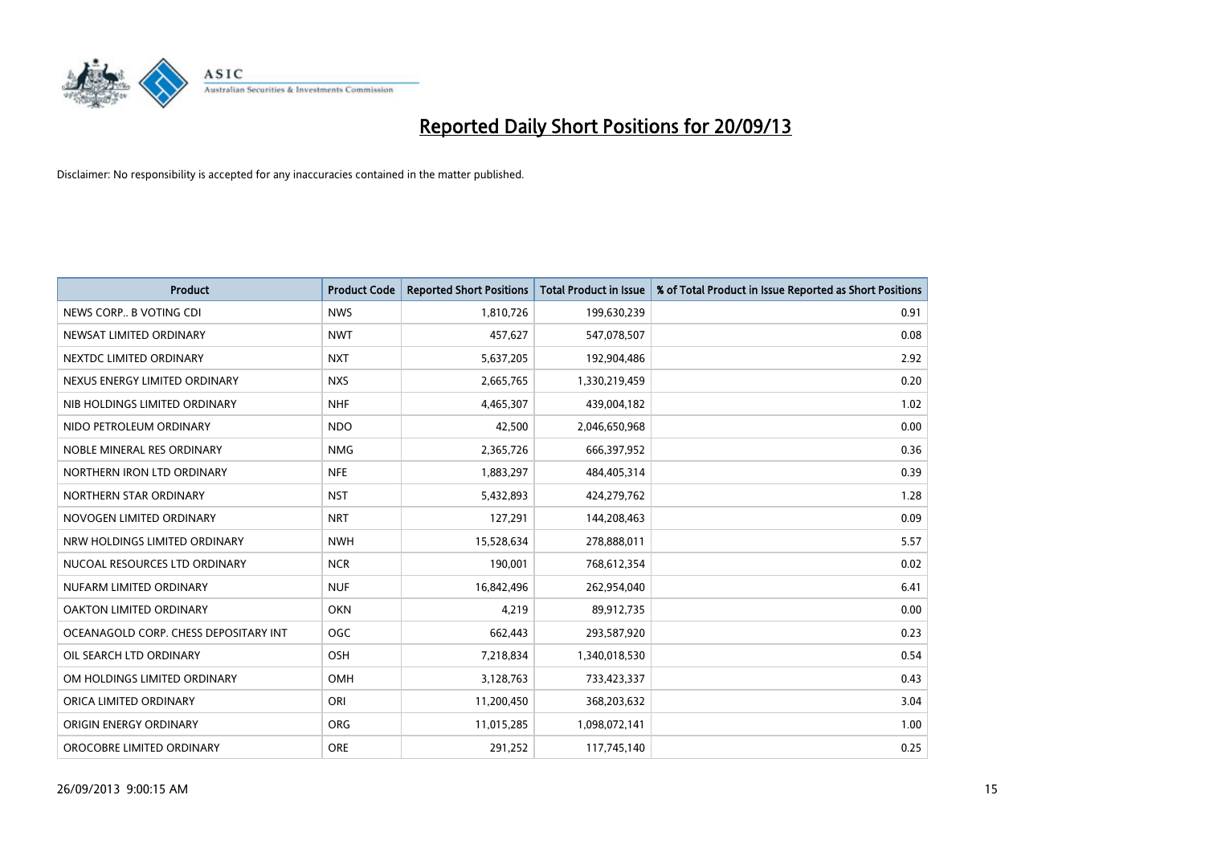# Reported Daily Short Positions for 20/09/13

Disclaimer: No responsibility is accepted for any inaccuracies contained in the matter published.

| Product | Product Code | Reported Short Positions | Total Product in Issue | % of Total Product in Issue Reported as Short Positions |
|---|---|---|---|---|
| NEWS CORP.. B VOTING CDI | NWS | 1,810,726 | 199,630,239 | 0.91 |
| NEWSAT LIMITED ORDINARY | NWT | 457,627 | 547,078,507 | 0.08 |
| NEXTDC LIMITED ORDINARY | NXT | 5,637,205 | 192,904,486 | 2.92 |
| NEXUS ENERGY LIMITED ORDINARY | NXS | 2,665,765 | 1,330,219,459 | 0.20 |
| NIB HOLDINGS LIMITED ORDINARY | NHF | 4,465,307 | 439,004,182 | 1.02 |
| NIDO PETROLEUM ORDINARY | NDO | 42,500 | 2,046,650,968 | 0.00 |
| NOBLE MINERAL RES ORDINARY | NMG | 2,365,726 | 666,397,952 | 0.36 |
| NORTHERN IRON LTD ORDINARY | NFE | 1,883,297 | 484,405,314 | 0.39 |
| NORTHERN STAR ORDINARY | NST | 5,432,893 | 424,279,762 | 1.28 |
| NOVOGEN LIMITED ORDINARY | NRT | 127,291 | 144,208,463 | 0.09 |
| NRW HOLDINGS LIMITED ORDINARY | NWH | 15,528,634 | 278,888,011 | 5.57 |
| NUCOAL RESOURCES LTD ORDINARY | NCR | 190,001 | 768,612,354 | 0.02 |
| NUFARM LIMITED ORDINARY | NUF | 16,842,496 | 262,954,040 | 6.41 |
| OAKTON LIMITED ORDINARY | OKN | 4,219 | 89,912,735 | 0.00 |
| OCEANAGOLD CORP. CHESS DEPOSITARY INT | OGC | 662,443 | 293,587,920 | 0.23 |
| OIL SEARCH LTD ORDINARY | OSH | 7,218,834 | 1,340,018,530 | 0.54 |
| OM HOLDINGS LIMITED ORDINARY | OMH | 3,128,763 | 733,423,337 | 0.43 |
| ORICA LIMITED ORDINARY | ORI | 11,200,450 | 368,203,632 | 3.04 |
| ORIGIN ENERGY ORDINARY | ORG | 11,015,285 | 1,098,072,141 | 1.00 |
| OROCOBRE LIMITED ORDINARY | ORE | 291,252 | 117,745,140 | 0.25 |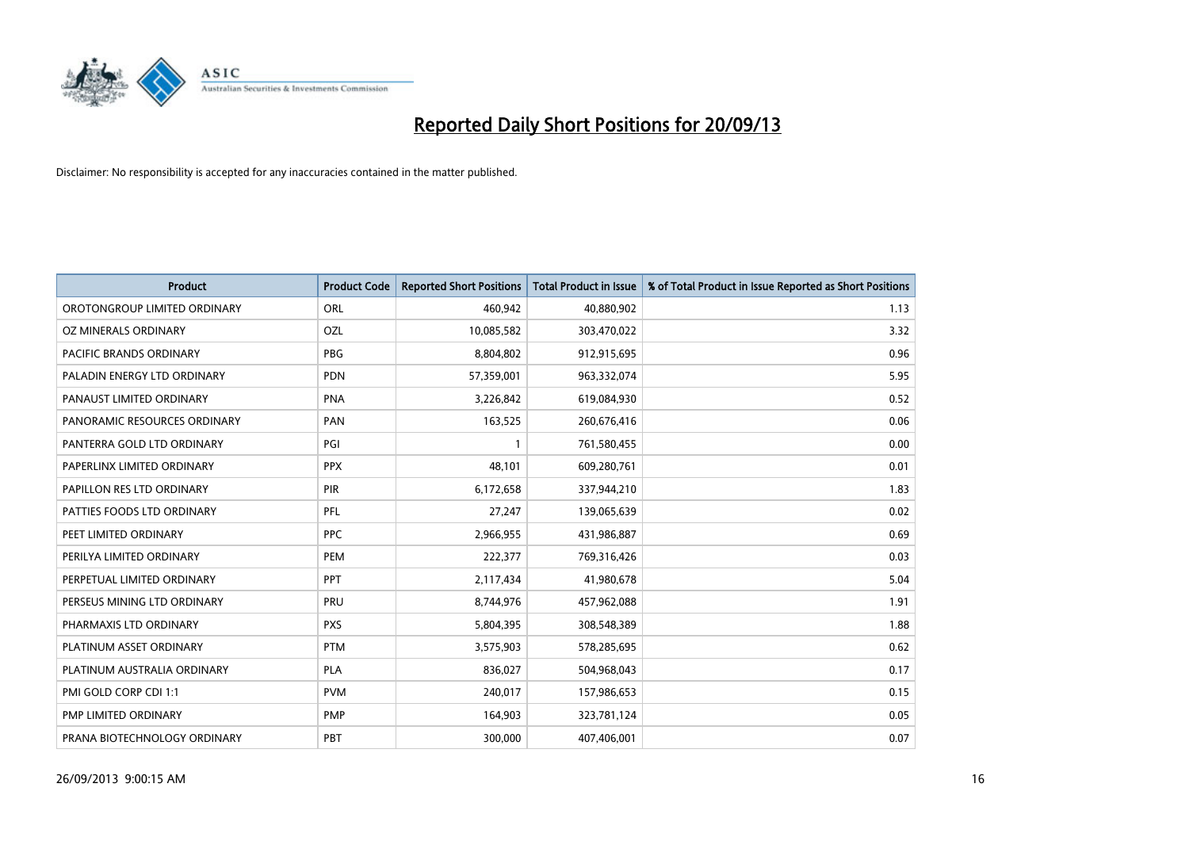# Reported Daily Short Positions for 20/09/13

Disclaimer: No responsibility is accepted for any inaccuracies contained in the matter published.

| Product | Product Code | Reported Short Positions | Total Product in Issue | % of Total Product in Issue Reported as Short Positions |
|---|---|---|---|---|
| OROTONGROUP LIMITED ORDINARY | ORL | 460,942 | 40,880,902 | 1.13 |
| OZ MINERALS ORDINARY | OZL | 10,085,582 | 303,470,022 | 3.32 |
| PACIFIC BRANDS ORDINARY | PBG | 8,804,802 | 912,915,695 | 0.96 |
| PALADIN ENERGY LTD ORDINARY | PDN | 57,359,001 | 963,332,074 | 5.95 |
| PANAUST LIMITED ORDINARY | PNA | 3,226,842 | 619,084,930 | 0.52 |
| PANORAMIC RESOURCES ORDINARY | PAN | 163,525 | 260,676,416 | 0.06 |
| PANTERRA GOLD LTD ORDINARY | PGI | 1 | 761,580,455 | 0.00 |
| PAPERLINX LIMITED ORDINARY | PPX | 48,101 | 609,280,761 | 0.01 |
| PAPILLON RES LTD ORDINARY | PIR | 6,172,658 | 337,944,210 | 1.83 |
| PATTIES FOODS LTD ORDINARY | PFL | 27,247 | 139,065,639 | 0.02 |
| PEET LIMITED ORDINARY | PPC | 2,966,955 | 431,986,887 | 0.69 |
| PERILYA LIMITED ORDINARY | PEM | 222,377 | 769,316,426 | 0.03 |
| PERPETUAL LIMITED ORDINARY | PPT | 2,117,434 | 41,980,678 | 5.04 |
| PERSEUS MINING LTD ORDINARY | PRU | 8,744,976 | 457,962,088 | 1.91 |
| PHARMAXIS LTD ORDINARY | PXS | 5,804,395 | 308,548,389 | 1.88 |
| PLATINUM ASSET ORDINARY | PTM | 3,575,903 | 578,285,695 | 0.62 |
| PLATINUM AUSTRALIA ORDINARY | PLA | 836,027 | 504,968,043 | 0.17 |
| PMI GOLD CORP CDI 1:1 | PVM | 240,017 | 157,986,653 | 0.15 |
| PMP LIMITED ORDINARY | PMP | 164,903 | 323,781,124 | 0.05 |
| PRANA BIOTECHNOLOGY ORDINARY | PBT | 300,000 | 407,406,001 | 0.07 |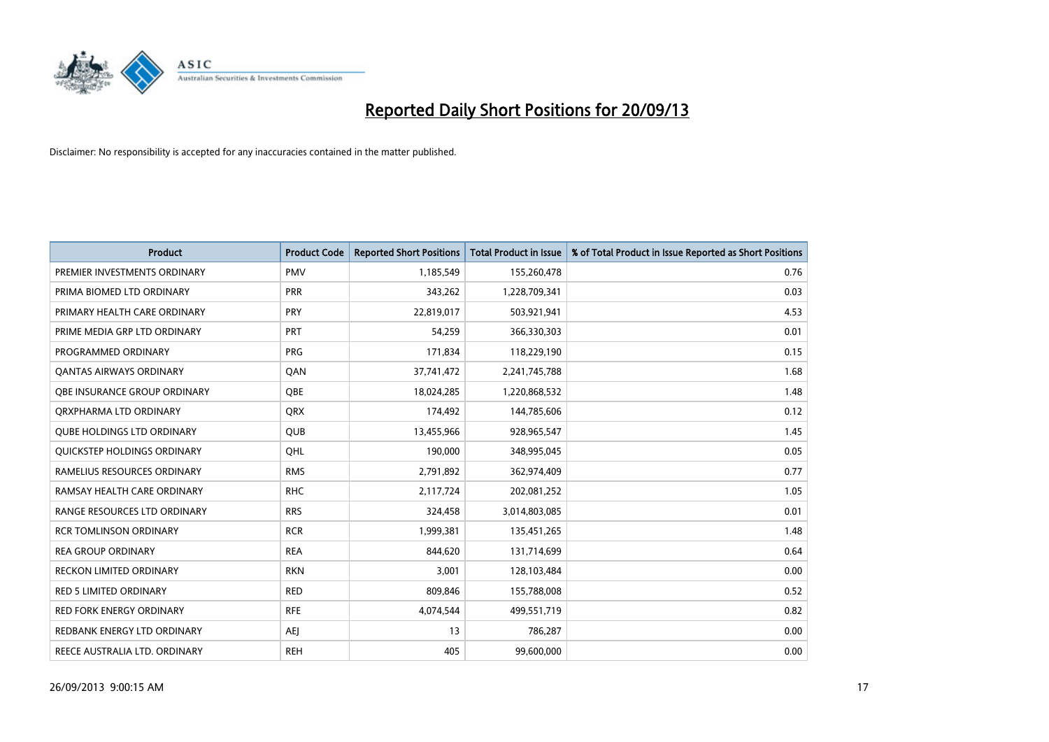# Reported Daily Short Positions for 20/09/13

Disclaimer: No responsibility is accepted for any inaccuracies contained in the matter published.

| Product | Product Code | Reported Short Positions | Total Product in Issue | % of Total Product in Issue Reported as Short Positions |
|---|---|---|---|---|
| PREMIER INVESTMENTS ORDINARY | PMV | 1,185,549 | 155,260,478 | 0.76 |
| PRIMA BIOMED LTD ORDINARY | PRR | 343,262 | 1,228,709,341 | 0.03 |
| PRIMARY HEALTH CARE ORDINARY | PRY | 22,819,017 | 503,921,941 | 4.53 |
| PRIME MEDIA GRP LTD ORDINARY | PRT | 54,259 | 366,330,303 | 0.01 |
| PROGRAMMED ORDINARY | PRG | 171,834 | 118,229,190 | 0.15 |
| QANTAS AIRWAYS ORDINARY | QAN | 37,741,472 | 2,241,745,788 | 1.68 |
| QBE INSURANCE GROUP ORDINARY | QBE | 18,024,285 | 1,220,868,532 | 1.48 |
| QRXPHARMA LTD ORDINARY | QRX | 174,492 | 144,785,606 | 0.12 |
| QUBE HOLDINGS LTD ORDINARY | QUB | 13,455,966 | 928,965,547 | 1.45 |
| QUICKSTEP HOLDINGS ORDINARY | QHL | 190,000 | 348,995,045 | 0.05 |
| RAMELIUS RESOURCES ORDINARY | RMS | 2,791,892 | 362,974,409 | 0.77 |
| RAMSAY HEALTH CARE ORDINARY | RHC | 2,117,724 | 202,081,252 | 1.05 |
| RANGE RESOURCES LTD ORDINARY | RRS | 324,458 | 3,014,803,085 | 0.01 |
| RCR TOMLINSON ORDINARY | RCR | 1,999,381 | 135,451,265 | 1.48 |
| REA GROUP ORDINARY | REA | 844,620 | 131,714,699 | 0.64 |
| RECKON LIMITED ORDINARY | RKN | 3,001 | 128,103,484 | 0.00 |
| RED 5 LIMITED ORDINARY | RED | 809,846 | 155,788,008 | 0.52 |
| RED FORK ENERGY ORDINARY | RFE | 4,074,544 | 499,551,719 | 0.82 |
| REDBANK ENERGY LTD ORDINARY | AEJ | 13 | 786,287 | 0.00 |
| REECE AUSTRALIA LTD. ORDINARY | REH | 405 | 99,600,000 | 0.00 |

26/09/2013 9:00:15 AM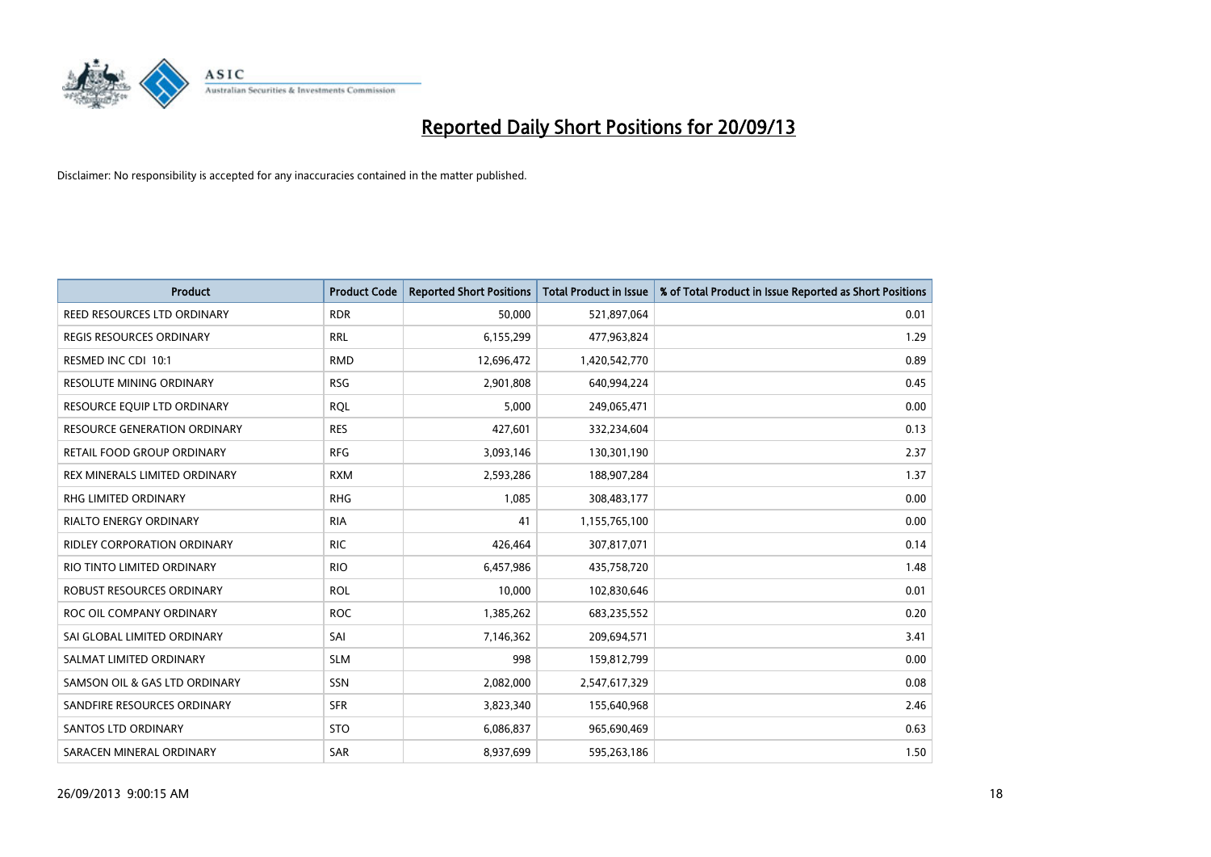# Reported Daily Short Positions for 20/09/13

Disclaimer: No responsibility is accepted for any inaccuracies contained in the matter published.

| Product | Product Code | Reported Short Positions | Total Product in Issue | % of Total Product in Issue Reported as Short Positions |
|---|---|---|---|---|
| REED RESOURCES LTD ORDINARY | RDR | 50,000 | 521,897,064 | 0.01 |
| REGIS RESOURCES ORDINARY | RRL | 6,155,299 | 477,963,824 | 1.29 |
| RESMED INC CDI 10:1 | RMD | 12,696,472 | 1,420,542,770 | 0.89 |
| RESOLUTE MINING ORDINARY | RSG | 2,901,808 | 640,994,224 | 0.45 |
| RESOURCE EQUIP LTD ORDINARY | RQL | 5,000 | 249,065,471 | 0.00 |
| RESOURCE GENERATION ORDINARY | RES | 427,601 | 332,234,604 | 0.13 |
| RETAIL FOOD GROUP ORDINARY | RFG | 3,093,146 | 130,301,190 | 2.37 |
| REX MINERALS LIMITED ORDINARY | RXM | 2,593,286 | 188,907,284 | 1.37 |
| RHG LIMITED ORDINARY | RHG | 1,085 | 308,483,177 | 0.00 |
| RIALTO ENERGY ORDINARY | RIA | 41 | 1,155,765,100 | 0.00 |
| RIDLEY CORPORATION ORDINARY | RIC | 426,464 | 307,817,071 | 0.14 |
| RIO TINTO LIMITED ORDINARY | RIO | 6,457,986 | 435,758,720 | 1.48 |
| ROBUST RESOURCES ORDINARY | ROL | 10,000 | 102,830,646 | 0.01 |
| ROC OIL COMPANY ORDINARY | ROC | 1,385,262 | 683,235,552 | 0.20 |
| SAI GLOBAL LIMITED ORDINARY | SAI | 7,146,362 | 209,694,571 | 3.41 |
| SALMAT LIMITED ORDINARY | SLM | 998 | 159,812,799 | 0.00 |
| SAMSON OIL & GAS LTD ORDINARY | SSN | 2,082,000 | 2,547,617,329 | 0.08 |
| SANDFIRE RESOURCES ORDINARY | SFR | 3,823,340 | 155,640,968 | 2.46 |
| SANTOS LTD ORDINARY | STO | 6,086,837 | 965,690,469 | 0.63 |
| SARACEN MINERAL ORDINARY | SAR | 8,937,699 | 595,263,186 | 1.50 |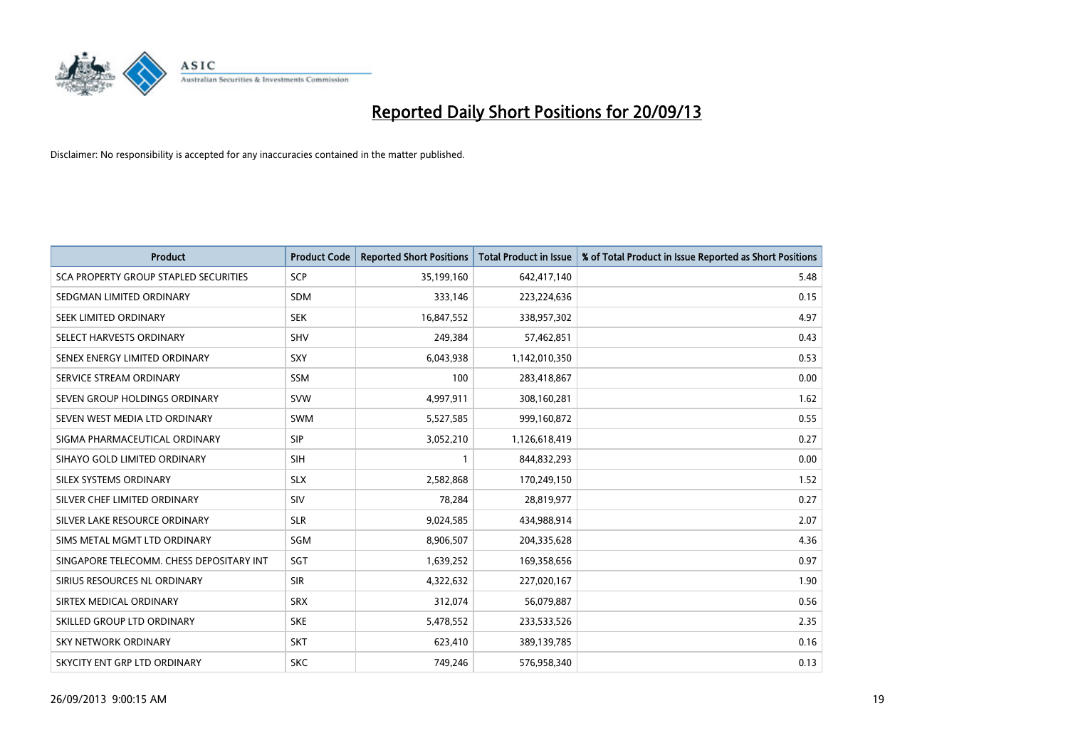# Reported Daily Short Positions for 20/09/13

Disclaimer: No responsibility is accepted for any inaccuracies contained in the matter published.

| Product | Product Code | Reported Short Positions | Total Product in Issue | % of Total Product in Issue Reported as Short Positions |
|---|---|---|---|---|
| SCA PROPERTY GROUP STAPLED SECURITIES | SCP | 35,199,160 | 642,417,140 | 5.48 |
| SEDGMAN LIMITED ORDINARY | SDM | 333,146 | 223,224,636 | 0.15 |
| SEEK LIMITED ORDINARY | SEK | 16,847,552 | 338,957,302 | 4.97 |
| SELECT HARVESTS ORDINARY | SHV | 249,384 | 57,462,851 | 0.43 |
| SENEX ENERGY LIMITED ORDINARY | SXY | 6,043,938 | 1,142,010,350 | 0.53 |
| SERVICE STREAM ORDINARY | SSM | 100 | 283,418,867 | 0.00 |
| SEVEN GROUP HOLDINGS ORDINARY | SVW | 4,997,911 | 308,160,281 | 1.62 |
| SEVEN WEST MEDIA LTD ORDINARY | SWM | 5,527,585 | 999,160,872 | 0.55 |
| SIGMA PHARMACEUTICAL ORDINARY | SIP | 3,052,210 | 1,126,618,419 | 0.27 |
| SIHAYO GOLD LIMITED ORDINARY | SIH | 1 | 844,832,293 | 0.00 |
| SILEX SYSTEMS ORDINARY | SLX | 2,582,868 | 170,249,150 | 1.52 |
| SILVER CHEF LIMITED ORDINARY | SIV | 78,284 | 28,819,977 | 0.27 |
| SILVER LAKE RESOURCE ORDINARY | SLR | 9,024,585 | 434,988,914 | 2.07 |
| SIMS METAL MGMT LTD ORDINARY | SGM | 8,906,507 | 204,335,628 | 4.36 |
| SINGAPORE TELECOMM. CHESS DEPOSITARY INT | SGT | 1,639,252 | 169,358,656 | 0.97 |
| SIRIUS RESOURCES NL ORDINARY | SIR | 4,322,632 | 227,020,167 | 1.90 |
| SIRTEX MEDICAL ORDINARY | SRX | 312,074 | 56,079,887 | 0.56 |
| SKILLED GROUP LTD ORDINARY | SKE | 5,478,552 | 233,533,526 | 2.35 |
| SKY NETWORK ORDINARY | SKT | 623,410 | 389,139,785 | 0.16 |
| SKYCITY ENT GRP LTD ORDINARY | SKC | 749,246 | 576,958,340 | 0.13 |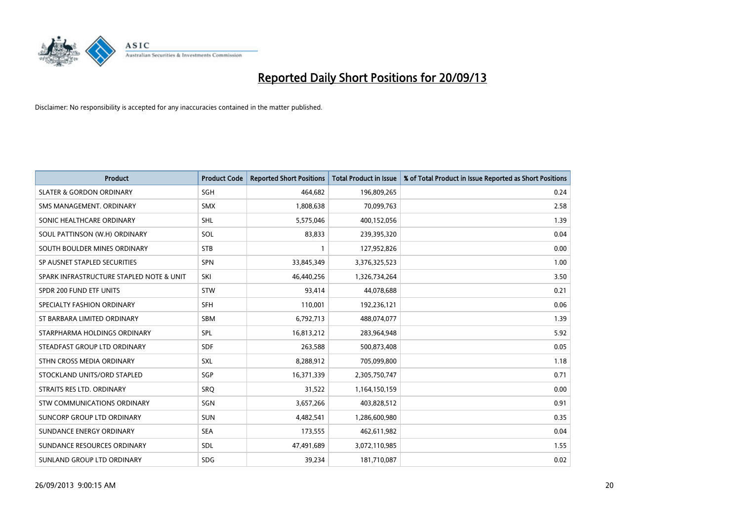# Reported Daily Short Positions for 20/09/13

Disclaimer: No responsibility is accepted for any inaccuracies contained in the matter published.

| Product | Product Code | Reported Short Positions | Total Product in Issue | % of Total Product in Issue Reported as Short Positions |
| --- | --- | --- | --- | --- |
| SLATER & GORDON ORDINARY | SGH | 464,682 | 196,809,265 | 0.24 |
| SMS MANAGEMENT. ORDINARY | SMX | 1,808,638 | 70,099,763 | 2.58 |
| SONIC HEALTHCARE ORDINARY | SHL | 5,575,046 | 400,152,056 | 1.39 |
| SOUL PATTINSON (W.H) ORDINARY | SOL | 83,833 | 239,395,320 | 0.04 |
| SOUTH BOULDER MINES ORDINARY | STB | 1 | 127,952,826 | 0.00 |
| SP AUSNET STAPLED SECURITIES | SPN | 33,845,349 | 3,376,325,523 | 1.00 |
| SPARK INFRASTRUCTURE STAPLED NOTE & UNIT | SKI | 46,440,256 | 1,326,734,264 | 3.50 |
| SPDR 200 FUND ETF UNITS | STW | 93,414 | 44,078,688 | 0.21 |
| SPECIALTY FASHION ORDINARY | SFH | 110,001 | 192,236,121 | 0.06 |
| ST BARBARA LIMITED ORDINARY | SBM | 6,792,713 | 488,074,077 | 1.39 |
| STARPHARMA HOLDINGS ORDINARY | SPL | 16,813,212 | 283,964,948 | 5.92 |
| STEADFAST GROUP LTD ORDINARY | SDF | 263,588 | 500,873,408 | 0.05 |
| STHN CROSS MEDIA ORDINARY | SXL | 8,288,912 | 705,099,800 | 1.18 |
| STOCKLAND UNITS/ORD STAPLED | SGP | 16,371,339 | 2,305,750,747 | 0.71 |
| STRAITS RES LTD. ORDINARY | SRQ | 31,522 | 1,164,150,159 | 0.00 |
| STW COMMUNICATIONS ORDINARY | SGN | 3,657,266 | 403,828,512 | 0.91 |
| SUNCORP GROUP LTD ORDINARY | SUN | 4,482,541 | 1,286,600,980 | 0.35 |
| SUNDANCE ENERGY ORDINARY | SEA | 173,555 | 462,611,982 | 0.04 |
| SUNDANCE RESOURCES ORDINARY | SDL | 47,491,689 | 3,072,110,985 | 1.55 |
| SUNLAND GROUP LTD ORDINARY | SDG | 39,234 | 181,710,087 | 0.02 |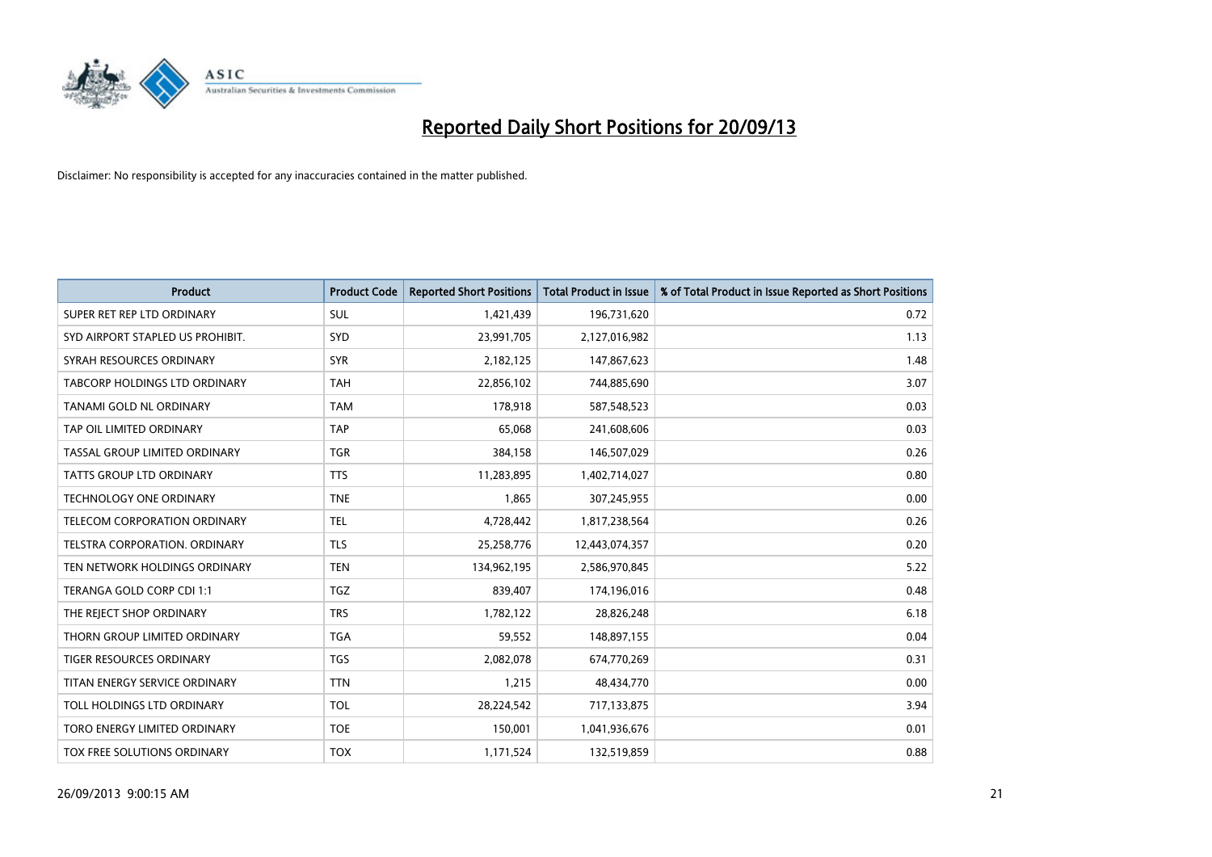# Reported Daily Short Positions for 20/09/13

Disclaimer: No responsibility is accepted for any inaccuracies contained in the matter published.

| Product | Product Code | Reported Short Positions | Total Product in Issue | % of Total Product in Issue Reported as Short Positions |
|---|---|---|---|---|
| SUPER RET REP LTD ORDINARY | SUL | 1,421,439 | 196,731,620 | 0.72 |
| SYD AIRPORT STAPLED US PROHIBIT. | SYD | 23,991,705 | 2,127,016,982 | 1.13 |
| SYRAH RESOURCES ORDINARY | SYR | 2,182,125 | 147,867,623 | 1.48 |
| TABCORP HOLDINGS LTD ORDINARY | TAH | 22,856,102 | 744,885,690 | 3.07 |
| TANAMI GOLD NL ORDINARY | TAM | 178,918 | 587,548,523 | 0.03 |
| TAP OIL LIMITED ORDINARY | TAP | 65,068 | 241,608,606 | 0.03 |
| TASSAL GROUP LIMITED ORDINARY | TGR | 384,158 | 146,507,029 | 0.26 |
| TATTS GROUP LTD ORDINARY | TTS | 11,283,895 | 1,402,714,027 | 0.80 |
| TECHNOLOGY ONE ORDINARY | TNE | 1,865 | 307,245,955 | 0.00 |
| TELECOM CORPORATION ORDINARY | TEL | 4,728,442 | 1,817,238,564 | 0.26 |
| TELSTRA CORPORATION. ORDINARY | TLS | 25,258,776 | 12,443,074,357 | 0.20 |
| TEN NETWORK HOLDINGS ORDINARY | TEN | 134,962,195 | 2,586,970,845 | 5.22 |
| TERANGA GOLD CORP CDI 1:1 | TGZ | 839,407 | 174,196,016 | 0.48 |
| THE REJECT SHOP ORDINARY | TRS | 1,782,122 | 28,826,248 | 6.18 |
| THORN GROUP LIMITED ORDINARY | TGA | 59,552 | 148,897,155 | 0.04 |
| TIGER RESOURCES ORDINARY | TGS | 2,082,078 | 674,770,269 | 0.31 |
| TITAN ENERGY SERVICE ORDINARY | TTN | 1,215 | 48,434,770 | 0.00 |
| TOLL HOLDINGS LTD ORDINARY | TOL | 28,224,542 | 717,133,875 | 3.94 |
| TORO ENERGY LIMITED ORDINARY | TOE | 150,001 | 1,041,936,676 | 0.01 |
| TOX FREE SOLUTIONS ORDINARY | TOX | 1,171,524 | 132,519,859 | 0.88 |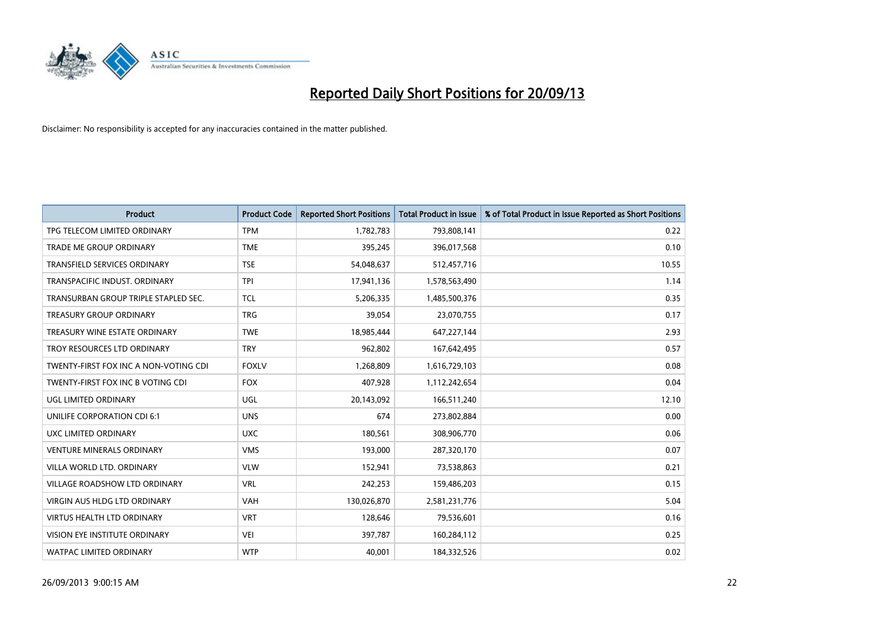# Reported Daily Short Positions for 20/09/13

Disclaimer: No responsibility is accepted for any inaccuracies contained in the matter published.

| Product | Product Code | Reported Short Positions | Total Product in Issue | % of Total Product in Issue Reported as Short Positions |
|---|---|---|---|---|
| TPG TELECOM LIMITED ORDINARY | TPM | 1,782,783 | 793,808,141 | 0.22 |
| TRADE ME GROUP ORDINARY | TME | 395,245 | 396,017,568 | 0.10 |
| TRANSFIELD SERVICES ORDINARY | TSE | 54,048,637 | 512,457,716 | 10.55 |
| TRANSPACIFIC INDUST. ORDINARY | TPI | 17,941,136 | 1,578,563,490 | 1.14 |
| TRANSURBAN GROUP TRIPLE STAPLED SEC. | TCL | 5,206,335 | 1,485,500,376 | 0.35 |
| TREASURY GROUP ORDINARY | TRG | 39,054 | 23,070,755 | 0.17 |
| TREASURY WINE ESTATE ORDINARY | TWE | 18,985,444 | 647,227,144 | 2.93 |
| TROY RESOURCES LTD ORDINARY | TRY | 962,802 | 167,642,495 | 0.57 |
| TWENTY-FIRST FOX INC A NON-VOTING CDI | FOXLV | 1,268,809 | 1,616,729,103 | 0.08 |
| TWENTY-FIRST FOX INC B VOTING CDI | FOX | 407,928 | 1,112,242,654 | 0.04 |
| UGL LIMITED ORDINARY | UGL | 20,143,092 | 166,511,240 | 12.10 |
| UNILIFE CORPORATION CDI 6:1 | UNS | 674 | 273,802,884 | 0.00 |
| UXC LIMITED ORDINARY | UXC | 180,561 | 308,906,770 | 0.06 |
| VENTURE MINERALS ORDINARY | VMS | 193,000 | 287,320,170 | 0.07 |
| VILLA WORLD LTD. ORDINARY | VLW | 152,941 | 73,538,863 | 0.21 |
| VILLAGE ROADSHOW LTD ORDINARY | VRL | 242,253 | 159,486,203 | 0.15 |
| VIRGIN AUS HLDG LTD ORDINARY | VAH | 130,026,870 | 2,581,231,776 | 5.04 |
| VIRTUS HEALTH LTD ORDINARY | VRT | 128,646 | 79,536,601 | 0.16 |
| VISION EYE INSTITUTE ORDINARY | VEI | 397,787 | 160,284,112 | 0.25 |
| WATPAC LIMITED ORDINARY | WTP | 40,001 | 184,332,526 | 0.02 |

26/09/2013 9:00:15 AM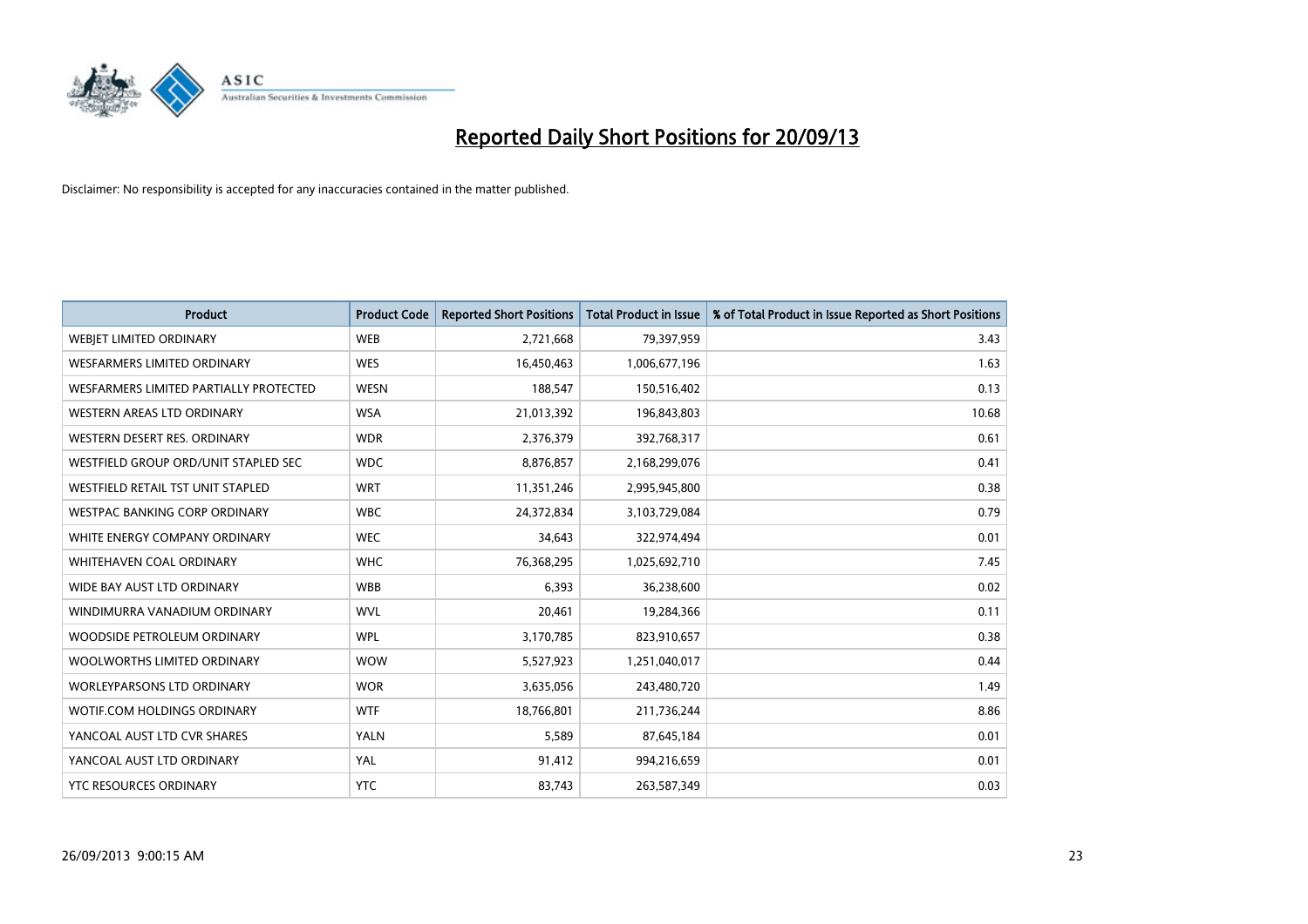# Reported Daily Short Positions for 20/09/13

Disclaimer: No responsibility is accepted for any inaccuracies contained in the matter published.

| Product | Product Code | Reported Short Positions | Total Product in Issue | % of Total Product in Issue Reported as Short Positions |
|---|---|---|---|---|
| WEBJET LIMITED ORDINARY | WEB | 2,721,668 | 79,397,959 | 3.43 |
| WESFARMERS LIMITED ORDINARY | WES | 16,450,463 | 1,006,677,196 | 1.63 |
| WESFARMERS LIMITED PARTIALLY PROTECTED | WESN | 188,547 | 150,516,402 | 0.13 |
| WESTERN AREAS LTD ORDINARY | WSA | 21,013,392 | 196,843,803 | 10.68 |
| WESTERN DESERT RES. ORDINARY | WDR | 2,376,379 | 392,768,317 | 0.61 |
| WESTFIELD GROUP ORD/UNIT STAPLED SEC | WDC | 8,876,857 | 2,168,299,076 | 0.41 |
| WESTFIELD RETAIL TST UNIT STAPLED | WRT | 11,351,246 | 2,995,945,800 | 0.38 |
| WESTPAC BANKING CORP ORDINARY | WBC | 24,372,834 | 3,103,729,084 | 0.79 |
| WHITE ENERGY COMPANY ORDINARY | WEC | 34,643 | 322,974,494 | 0.01 |
| WHITEHAVEN COAL ORDINARY | WHC | 76,368,295 | 1,025,692,710 | 7.45 |
| WIDE BAY AUST LTD ORDINARY | WBB | 6,393 | 36,238,600 | 0.02 |
| WINDIMURRA VANADIUM ORDINARY | WVL | 20,461 | 19,284,366 | 0.11 |
| WOODSIDE PETROLEUM ORDINARY | WPL | 3,170,785 | 823,910,657 | 0.38 |
| WOOLWORTHS LIMITED ORDINARY | WOW | 5,527,923 | 1,251,040,017 | 0.44 |
| WORLEYPARSONS LTD ORDINARY | WOR | 3,635,056 | 243,480,720 | 1.49 |
| WOTIF.COM HOLDINGS ORDINARY | WTF | 18,766,801 | 211,736,244 | 8.86 |
| YANCOAL AUST LTD CVR SHARES | YALN | 5,589 | 87,645,184 | 0.01 |
| YANCOAL AUST LTD ORDINARY | YAL | 91,412 | 994,216,659 | 0.01 |
| YTC RESOURCES ORDINARY | YTC | 83,743 | 263,587,349 | 0.03 |

26/09/2013 9:00:15 AM